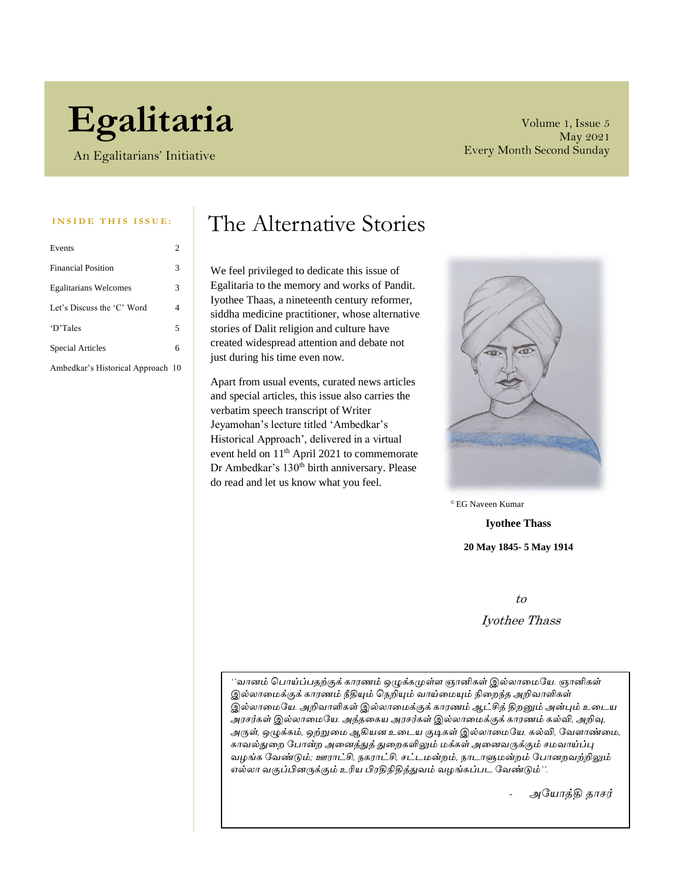# Egalitaria

An Egalitarians' Initiative

Volume 1, Issue 5
May 2021
Every Month Second Sunday

**INSIDE THIS ISSUE:**

| | |
|---|---|
| Events | 2 |
| Financial Position | 3 |
| Egalitarians Welcomes | 3 |
| Let's Discuss the 'C' Word | 4 |
| 'D'Tales | 5 |
| Special Articles | 6 |
| Ambedkar's Historical Approach | 10 |

# The Alternative Stories

We feel privileged to dedicate this issue of Egalitaria to the memory and works of Pandit. Iyothee Thaas, a nineteenth century reformer, siddha medicine practitioner, whose alternative stories of Dalit religion and culture have created widespread attention and debate not just during his time even now.

Apart from usual events, curated news articles and special articles, this issue also carries the verbatim speech transcript of Writer Jeyamohan's lecture titled 'Ambedkar's Historical Approach', delivered in a virtual event held on 11th April 2021 to commemorate Dr Ambedkar's 130th birth anniversary. Please do read and let us know what you feel.

© EG Naveen Kumar

**Iyothee Thass**

**20 May 1845- 5 May 1914**

*to*

*Iyothee Thass*

*''வானம் பொய்ப்பதற்குக் காரணம் ஒழுக்கமுள்ள ஞானிகள் இல்லாமையே. ஞானிகள் இல்லாமைக்குக் காரணம் நீதியும் நெறியும் வாய்மையும் நிறைந்த அறிவாளிகள் இல்லாமையே. அறிவாளிகள் இல்லாமைக்குக் காரணம் ஆட்சித் திறனும் அன்பும் உடைய அரசர்கள் இல்லாமையே. அத்தகைய அரசர்கள் இல்லாமைக்குக் காரணம் கல்வி, அறிவு, அருள், ஒழுக்கம், ஒற்றுமை ஆகியன உடைய குடிகள் இல்லாமையே. கல்வி, வேளாண்மை, காவல்துறை போன்ற அனைத்துத் துறைகளிலும் மக்கள் அனைவருக்கும் சமவாய்ப்பு வழங்க வேண்டும்; ஊராட்சி, நகராட்சி, சட்டமன்றம், நாடாளுமன்றம் போனறவற்றிலும் எல்லா வகுப்பினருக்கும் உரிய பிரதிநிதித்துவம் வழங்கப்பட வேண்டும்''.*

*- அயோத்தி தாசர்*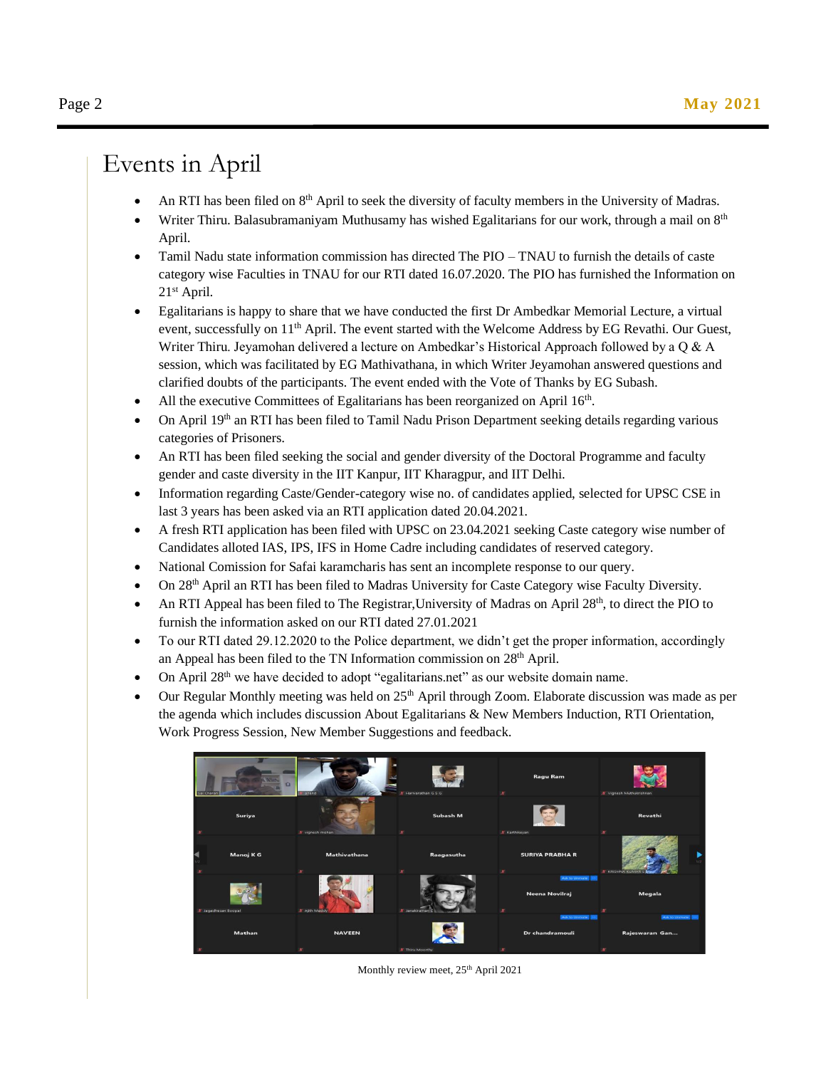# Events in April

- An RTI has been filed on 8th April to seek the diversity of faculty members in the University of Madras.
- Writer Thiru. Balasubramaniyam Muthusamy has wished Egalitarians for our work, through a mail on 8th April.
- Tamil Nadu state information commission has directed The PIO – TNAU to furnish the details of caste category wise Faculties in TNAU for our RTI dated 16.07.2020. The PIO has furnished the Information on 21st April.
- Egalitarians is happy to share that we have conducted the first Dr Ambedkar Memorial Lecture, a virtual event, successfully on 11th April. The event started with the Welcome Address by EG Revathi. Our Guest, Writer Thiru. Jeyamohan delivered a lecture on Ambedkar's Historical Approach followed by a Q & A session, which was facilitated by EG Mathivathana, in which Writer Jeyamohan answered questions and clarified doubts of the participants. The event ended with the Vote of Thanks by EG Subash.
- All the executive Committees of Egalitarians has been reorganized on April 16th.
- On April 19th an RTI has been filed to Tamil Nadu Prison Department seeking details regarding various categories of Prisoners.
- An RTI has been filed seeking the social and gender diversity of the Doctoral Programme and faculty gender and caste diversity in the IIT Kanpur, IIT Kharagpur, and IIT Delhi.
- Information regarding Caste/Gender-category wise no. of candidates applied, selected for UPSC CSE in last 3 years has been asked via an RTI application dated 20.04.2021.
- A fresh RTI application has been filed with UPSC on 23.04.2021 seeking Caste category wise number of Candidates alloted IAS, IPS, IFS in Home Cadre including candidates of reserved category.
- National Comission for Safai karamcharis has sent an incomplete response to our query.
- On 28th April an RTI has been filed to Madras University for Caste Category wise Faculty Diversity.
- An RTI Appeal has been filed to The Registrar,University of Madras on April 28th, to direct the PIO to furnish the information asked on our RTI dated 27.01.2021
- To our RTI dated 29.12.2020 to the Police department, we didn't get the proper information, accordingly an Appeal has been filed to the TN Information commission on 28th April.
- On April 28th we have decided to adopt "egalitarians.net" as our website domain name.
- Our Regular Monthly meeting was held on 25th April through Zoom. Elaborate discussion was made as per the agenda which includes discussion About Egalitarians & New Members Induction, RTI Orientation, Work Progress Session, New Member Suggestions and feedback.

Monthly review meet, 25th April 2021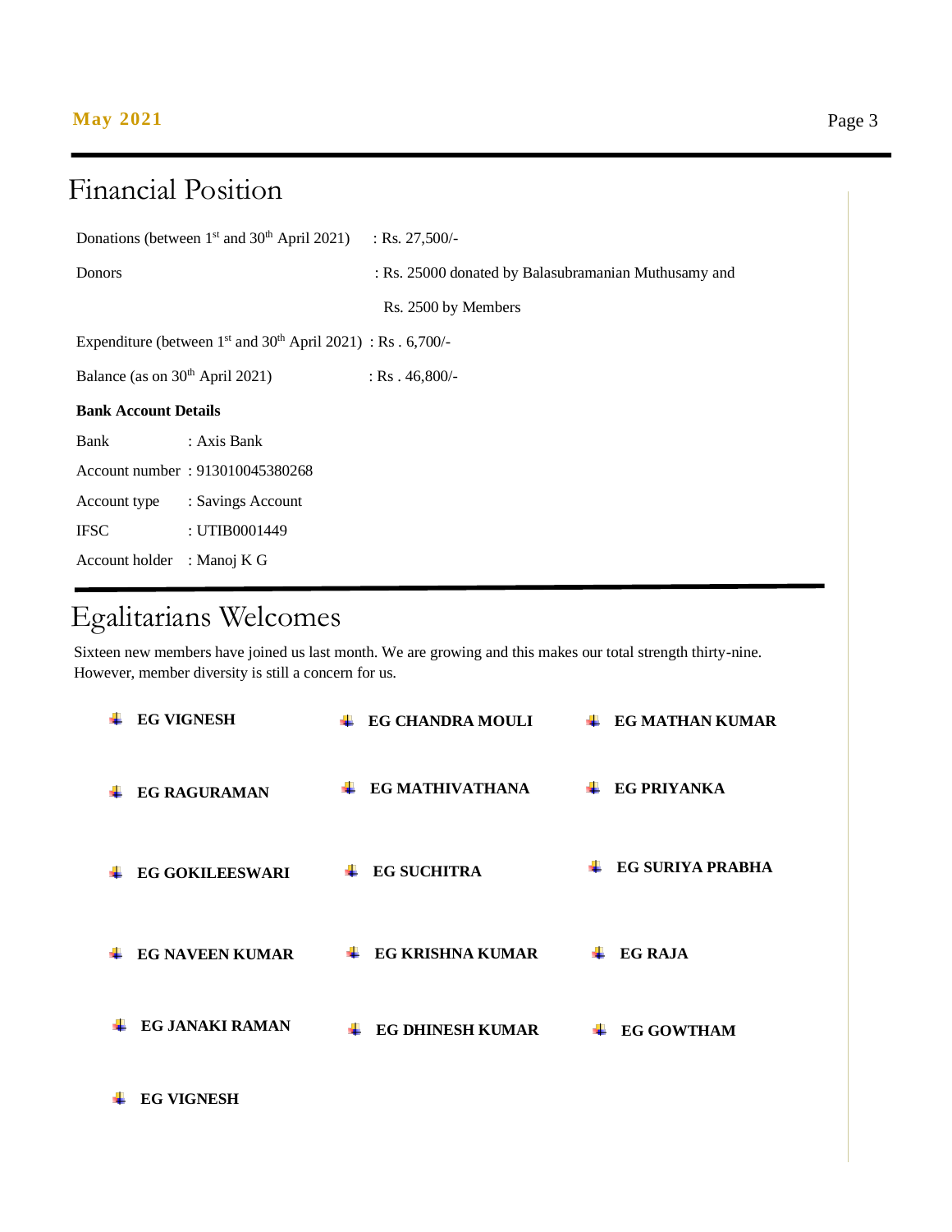# Financial Position

Donations (between 1st and 30th April 2021) : Rs. 27,500/-

Donors : Rs. 25000 donated by Balasubramanian Muthusamy and Rs. 2500 by Members

Expenditure (between 1st and 30th April 2021) : Rs . 6,700/-

Balance (as on 30th April 2021) : Rs . 46,800/-

**Bank Account Details**

Bank : Axis Bank

Account number : 913010045380268

Account type : Savings Account

IFSC : UTIB0001449

Account holder : Manoj K G

# Egalitarians Welcomes

Sixteen new members have joined us last month. We are growing and this makes our total strength thirty-nine. However, member diversity is still a concern for us.

- **EG VIGNESH**
- **EG CHANDRA MOULI**
- **EG MATHAN KUMAR**
- **EG RAGURAMAN**
- **EG MATHIVATHANA**
- **EG PRIYANKA**
- **EG GOKILEESWARI**
- **EG SUCHITRA**
- **EG SURIYA PRABHA**
- **EG NAVEEN KUMAR**
- **EG KRISHNA KUMAR**
- **EG RAJA**
- **EG JANAKI RAMAN**
- **EG DHINESH KUMAR**
- **EG GOWTHAM**
- **EG VIGNESH**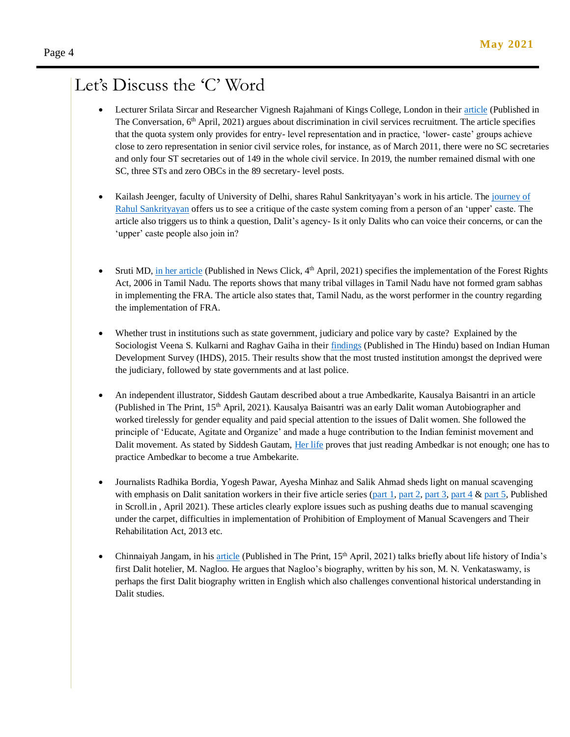# Let's Discuss the 'C' Word

- Lecturer Srilata Sircar and Researcher Vignesh Rajahmani of Kings College, London in their article (Published in The Conversation, 6th April, 2021) argues about discrimination in civil services recruitment. The article specifies that the quota system only provides for entry- level representation and in practice, 'lower- caste' groups achieve close to zero representation in senior civil service roles, for instance, as of March 2011, there were no SC secretaries and only four ST secretaries out of 149 in the whole civil service. In 2019, the number remained dismal with one SC, three STs and zero OBCs in the 89 secretary- level posts.

- Kailash Jeenger, faculty of University of Delhi, shares Rahul Sankrityayan's work in his article. The journey of Rahul Sankrityayan offers us to see a critique of the caste system coming from a person of an 'upper' caste. The article also triggers us to think a question, Dalit's agency- Is it only Dalits who can voice their concerns, or can the 'upper' caste people also join in?

- Sruti MD, in her article (Published in News Click, 4th April, 2021) specifies the implementation of the Forest Rights Act, 2006 in Tamil Nadu. The reports shows that many tribal villages in Tamil Nadu have not formed gram sabhas in implementing the FRA. The article also states that, Tamil Nadu, as the worst performer in the country regarding the implementation of FRA.

- Whether trust in institutions such as state government, judiciary and police vary by caste? Explained by the Sociologist Veena S. Kulkarni and Raghav Gaiha in their findings (Published in The Hindu) based on Indian Human Development Survey (IHDS), 2015. Their results show that the most trusted institution amongst the deprived were the judiciary, followed by state governments and at last police.

- An independent illustrator, Siddesh Gautam described about a true Ambedkarite, Kausalya Baisantri in an article (Published in The Print, 15th April, 2021). Kausalya Baisantri was an early Dalit woman Autobiographer and worked tirelessly for gender equality and paid special attention to the issues of Dalit women. She followed the principle of 'Educate, Agitate and Organize' and made a huge contribution to the Indian feminist movement and Dalit movement. As stated by Siddesh Gautam, Her life proves that just reading Ambedkar is not enough; one has to practice Ambedkar to become a true Ambekarite.

- Journalists Radhika Bordia, Yogesh Pawar, Ayesha Minhaz and Salik Ahmad sheds light on manual scavenging with emphasis on Dalit sanitation workers in their five article series (part 1, part 2, part 3, part 4 & part 5, Published in Scroll.in , April 2021). These articles clearly explore issues such as pushing deaths due to manual scavenging under the carpet, difficulties in implementation of Prohibition of Employment of Manual Scavengers and Their Rehabilitation Act, 2013 etc.

- Chinnaiyah Jangam, in his article (Published in The Print, 15th April, 2021) talks briefly about life history of India's first Dalit hotelier, M. Nagloo. He argues that Nagloo's biography, written by his son, M. N. Venkataswamy, is perhaps the first Dalit biography written in English which also challenges conventional historical understanding in Dalit studies.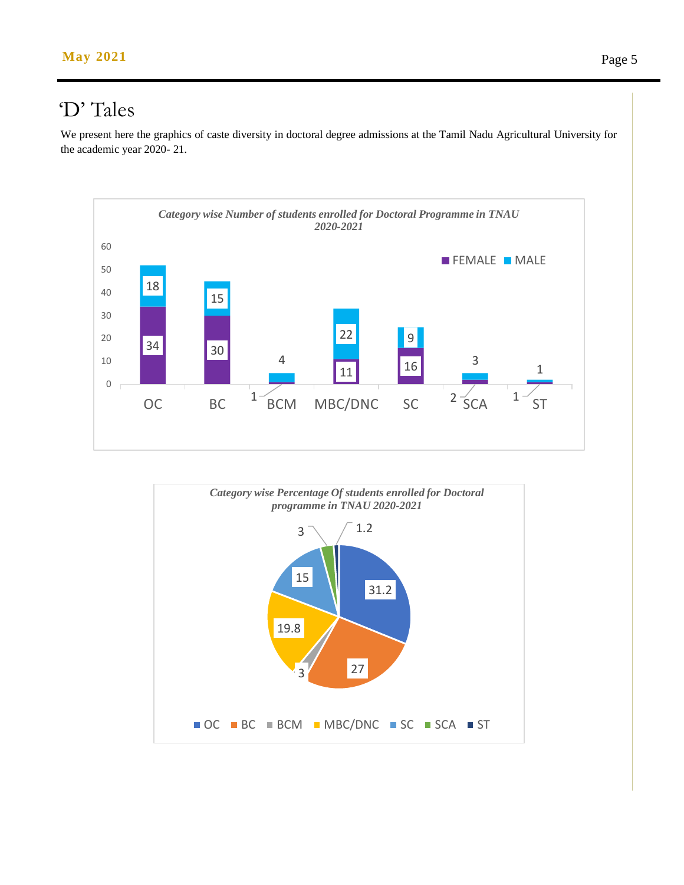# 'D' Tales

We present here the graphics of caste diversity in doctoral degree admissions at the Tamil Nadu Agricultural University for the academic year 2020- 21.

*Category wise Number of students enrolled for Doctoral Programme in TNAU 2020-2021*

| Category | FEMALE | MALE |
|---|---|---|
| OC | 34 | 18 |
| BC | 30 | 15 |
| BCM | 1 | 4 |
| MBC/DNC | 11 | 22 |
| SC | 16 | 9 |
| SCA | 2 | 3 |
| ST | 1 | 1 |

*Category wise Percentage Of students enrolled for Doctoral programme in TNAU 2020-2021*

| Category | Percentage |
|---|---|
| OC | 31.2 |
| BC | 27 |
| BCM | 3 |
| MBC/DNC | 19.8 |
| SC | 15 |
| SCA | 3 |
| ST | 1.2 |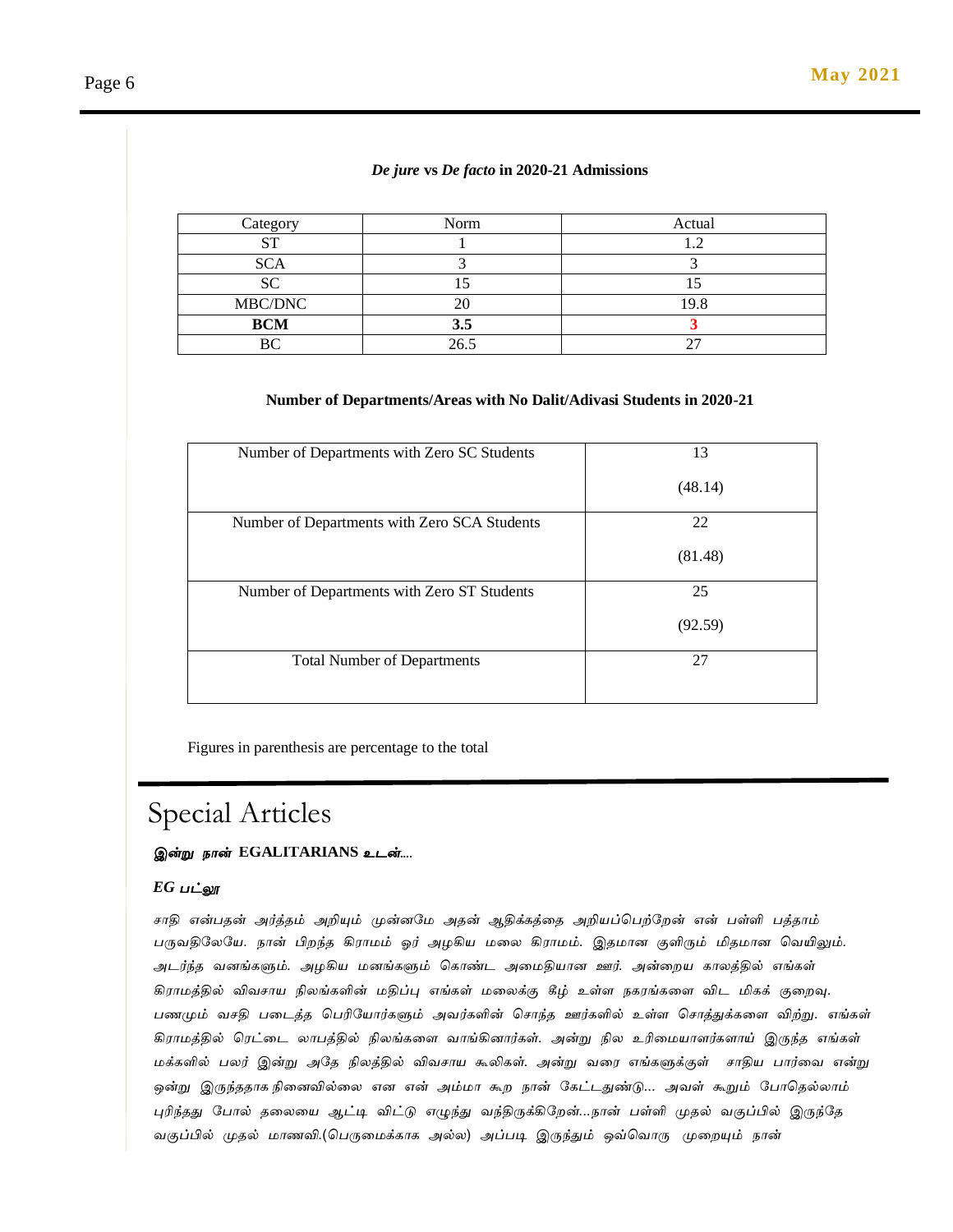***De jure* vs *De facto* in 2020-21 Admissions**

| Category | Norm | Actual |
|---|---|---|
| ST | 1 | 1.2 |
| SCA | 3 | 3 |
| SC | 15 | 15 |
| MBC/DNC | 20 | 19.8 |
| **BCM** | **3.5** | **3** |
| BC | 26.5 | 27 |

**Number of Departments/Areas with No Dalit/Adivasi Students in 2020-21**

| Number of Departments with Zero SC Students | 13 (48.14) |
|---|---|
| Number of Departments with Zero SCA Students | 22 (81.48) |
| Number of Departments with Zero ST Students | 25 (92.59) |
| Total Number of Departments | 27 |

Figures in parenthesis are percentage to the total

# Special Articles

**இன்று நான் EGALITARIANS உடன்....**

***EG பட்லா***

*சாதி என்பதன் அர்த்தம் அறியும் முன்னமே அதன் ஆதிக்கத்தை அறியப்பெற்றேன் என் பள்ளி பத்தாம் பருவதிலேயே. நான் பிறந்த கிராமம் ஓர் அழகிய மலை கிராமம். இதமான குளிரும் மிதமான வெயிலும். அடர்ந்த வனங்களும். அழகிய மனங்களும் கொண்ட அமைதியான ஊர். அன்றைய காலத்தில் எங்கள் கிராமத்தில் விவசாய நிலங்களின் மதிப்பு எங்கள் மலைக்கு கீழ் உள்ள நகரங்களை விட மிகக் குறைவு. பணமும் வசதி படைத்த பெரியோர்களும் அவர்களின் சொந்த ஊர்களில் உள்ள சொத்துக்களை விற்று. எங்கள் கிராமத்தில் ரெட்டை லாபத்தில் நிலங்களை வாங்கினார்கள். அன்று நில உரிமையாளர்களாய் இருந்த எங்கள் மக்களில் பலர் இன்று அதே நிலத்தில் விவசாய கூலிகள். அன்று வரை எங்களுக்குள் சாதிய பார்வை என்று ஒன்று இருந்ததாக நினைவில்லை என என் அம்மா கூற நான் கேட்டதுண்டு... அவள் கூறும் போதெல்லாம் புரிந்தது போல் தலையை ஆட்டி விட்டு எழுந்து வந்திருக்கிறேன்...நான் பள்ளி முதல் வகுப்பில் இருந்தே வகுப்பில் முதல் மாணவி.(பெருமைக்காக அல்ல) அப்படி இருந்தும் ஒவ்வொரு முறையும் நான்*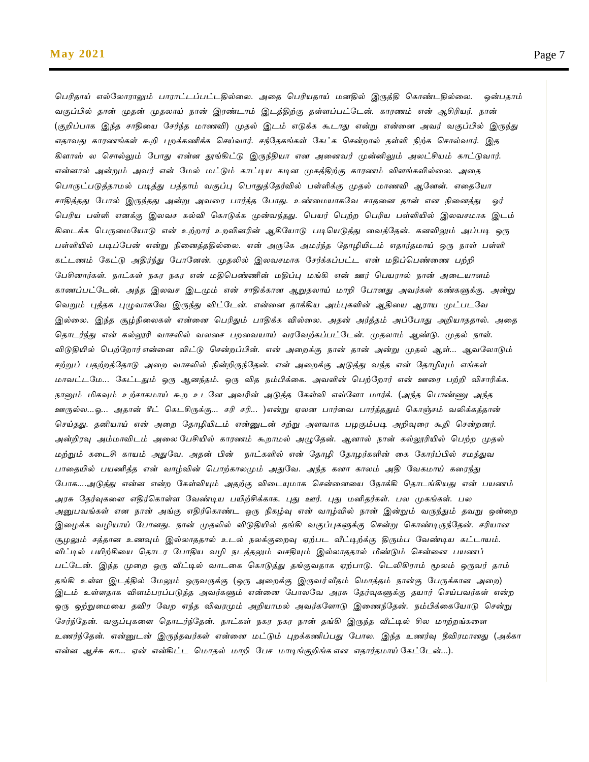பெரிதாய் எல்லோராலும் பாராட்டப்பட்டதில்லை. அதை பெரியதாய் மனதில் இருத்தி கொண்டதில்லை. ஒன்பதாம் வகுப்பில் தான் முதன் முதலாய் நான் இரண்டாம் இடத்திற்கு தள்ளப்பட்டேன். காரணம் என் ஆசிரியர். நான் (குறிப்பாக இந்த சாதியை சேர்ந்த மாணவி) முதல் இடம் எடுக்க கூடாது என்று என்னை அவர் வகுப்பில் இருந்து எதாவது காரணங்கள் கூறி புறக்கணிக்க செய்வார். சந்தேகங்கள் கேட்க சென்றால் தள்ளி நிற்க சொல்வார். இத கிளாஸ் ல சொல்லும் போது என்ன தூங்கிட்டு இருந்தியா என அனைவர் முன்னிலும் அலட்சியம் காட்டுவார். என்னால் அன்றும் அவர் என் மேல் மட்டும் காட்டிய கடின முகத்திற்கு காரணம் விளங்கவில்லை. அதை பொருட்படுத்தாமல் படித்து பத்தாம் வகுப்பு பொதுத்தேர்வில் பள்ளிக்கு முதல் மாணவி ஆனேன். எதையோ சாதித்தது போல் இருந்தது அன்று அவரை பார்த்த போது. உண்மையாகவே சாதனை தான் என நினைத்து ஓர் பெரிய பள்ளி எனக்கு இலவச கல்வி கொடுக்க முன்வந்தது. பெயர் பெற்ற பெரிய பள்ளியில் இலவசமாக இடம் கிடைக்க பெருமையோடு என் உற்றார் உறவினரின் ஆசியோடு படியெடுத்து வைத்தேன். கனவிலும் அப்படி ஒரு பள்ளியில் படிப்பேன் என்று நினைத்ததில்லை. என் அருகே அமர்ந்த தோழியிடம் எதார்தமாய் ஒரு நாள் பள்ளி கட்டணம் கேட்டு அதிர்ந்து போனேன். முதலில் இலவசமாக சேர்க்கப்பட்ட என் மதிப்பெண்ணை பற்றி பேசினார்கள். நாட்கள் நகர நகர என் மதிபெண்ணின் மதிப்பு மங்கி என் ஊர் பெயரால் நான் அடையாளம் காணப்பட்டேன். அந்த இலவச இடமும் என் சாதிக்கான ஆறுதலாய் மாறி போனது அவர்கள் கண்களுக்கு. அன்று வெறும் புத்தக புழுவாகவே இருந்து விட்டேன். என்னை தாக்கிய அம்புகளின் ஆதியை ஆராய முட்படவே இல்லை. இந்த சூழ்நிலைகள் என்னை பெரிதும் பாதிக்க வில்லை. அதன் அர்த்தம் அப்போது அறியாததால். அதை தொடர்ந்து என் கல்லூரி வாசலில் வலசை பறவையாய் வரவேற்கப்பட்டேன். முதலாம் ஆண்டு. முதல் நாள். விடுதியில் பெற்றோர் என்னை விட்டு சென்றப்பின். என் அறைக்கு நான் தான் அன்று முதல் ஆள்... ஆவலோடும் சற்றுப் பதற்றத்தோடு அறை வாசலில் நின்றிருந்தேன். என் அறைக்கு அடுத்து வந்த என் தோழியும் எங்கள் மாவட்டமே... கேட்டதும் ஒரு ஆனந்தம். ஒரு வித நம்பிக்கை. அவளின் பெற்றோர் என் ஊரை பற்றி விசாரிக்க. நானும் மிகவும் உற்சாகமாய் கூற உடனே அவரின் அடுத்த கேள்வி எவ்ளோ மார்க். (அந்த பொண்ணு அந்த ஊருல்ல...ஓ... அதான் சீட் கெடசிருக்கு... சரி சரி... )என்று ஏலன பார்வை பார்த்ததும் கொஞ்சம் வலிக்கத்தான் செய்தது. தனியாய் என் அறை தோழியிடம் என்னுடன் சற்று அளவாக பழகும்படி அறிவுரை கூறி சென்றனர். அன்றிரவு அம்மாவிடம் அலை பேசியில் காரணம் கூறாமல் அழுதேன். ஆனால் நான் கல்லூரியில் பெற்ற முதல் மற்றும் கடைசி காயம் அதுவே. அதன் பின் நாட்களில் என் தோழி தோழர்களின் கை கோர்ப்பில் சமத்துவ பாதையில் பயணித்த என் வாழ்வின் பொற்காலமும் அதுவே. அந்த கனா காலம் அதி வேகமாய் கரைந்து போக....அடுத்து என்ன என்ற கேள்வியும் அதற்கு விடையுமாக சென்னையை நோக்கி தொடங்கியது என் பயணம் அரசு தேர்வுகளை எதிர்கொள்ள வேண்டிய பயிற்சிக்காக. புது ஊர். புது மனிதர்கள். பல முகங்கள். பல அனுபவங்கள் என நான் அங்கு எதிர்கொண்ட ஒரு நிகழ்வு என் வாழ்வில் நான் இன்றும் வருந்தும் தவறு ஒன்றை இழைக்க வழியாய் போனது. நான் முதலில் விடுதியில் தங்கி வகுப்புகளுக்கு சென்று கொண்டிருந்தேன். சரியான சூழலும் சத்தான உணவும் இல்லாததால் உடல் நலக்குறைவு ஏற்பட வீட்டிற்க்கு திரும்ப வேண்டிய கட்டாயம். வீட்டில் பயிற்சியை தொடர போதிய வழி நடத்தலும் வசதியும் இல்லாததால் மீண்டும் சென்னை பயணப் பட்டேன். இந்த முறை ஒரு வீட்டில் வாடகை கொடுத்து தங்குவதாக ஏற்பாடு. டெலிகிராம் மூலம் ஒருவர் தாம் தங்கி உள்ள இடத்தில் மேலும் ஒருவருக்கு (ஒரு அறைக்கு இருவர் வீதம் மொத்தம் நான்கு பேருக்கான அறை) இடம் உள்ளதாக விளம்பரப்படுத்த அவர்களும் என்னை போலவே அரசு தேர்வுகளுக்கு தயார் செய்பவர்கள் என்ற ஒரு ஒற்றுமையை தவிர வேற எந்த விவரமும் அறியாமல் அவர்களோடு இணைந்தேன். நம்பிக்கையோடு சென்று சேர்ந்தேன். வகுப்புகளை தொடர்ந்தேன். நாட்கள் நகர நகர நான் தங்கி இருந்த வீட்டில் சில மாற்றங்களை உணர்ந்தேன். என்னுடன் இருந்தவர்கள் என்னை மட்டும் புறக்கணிப்பது போல. இந்த உணர்வு தீவிரமானது (அக்கா என்ன ஆச்சு கா... ஏன் என்கிட்ட மொதல் மாறி பேச மாடிங்குறிங்க என எதார்தமாய் கேட்டேன்...).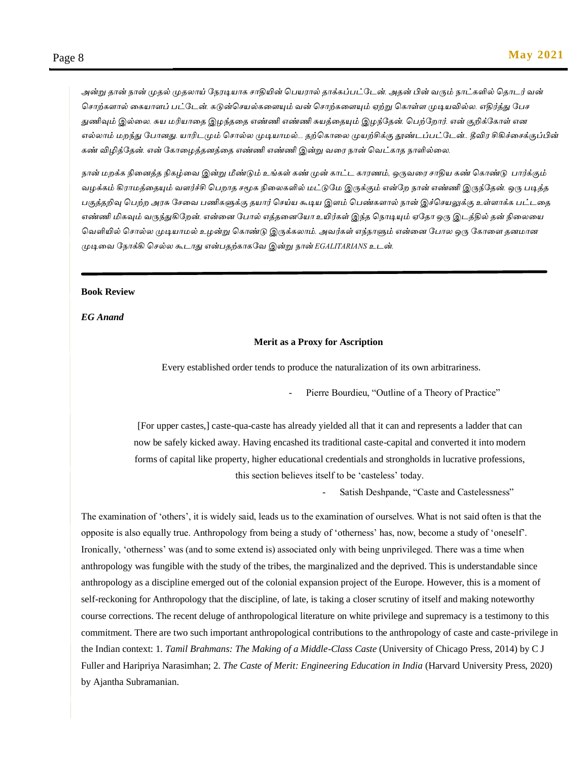*அன்று தான் நான் முதல் முதலாய் நேரடியாக சாதியின் பெயரால் தாக்கப்பட்டேன். அதன் பின் வரும் நாட்களில் தொடர் வன் சொற்களால் கையாளப் பட்டேன். கடுன்செயல்களையும் வன் சொற்களையும் ஏற்று கொள்ள முடியவில்ல. எதிர்த்து பேச துணிவும் இல்லை. சுய மரியாதை இழந்ததை எண்ணி எண்ணி சுயத்தையும் இழந்தேன். பெற்றோர். என் குறிக்கோள் என எல்லாம் மறந்து போனது. யாரிடமும் சொல்ல முடியாமல்... தற்கொலை முயற்சிக்கு தூண்டப்பட்டேன்.. தீவிர சிகிச்சைக்குப்பின் கண் விழித்தேன். என் கோழைத்தனத்தை எண்ணி எண்ணி இன்று வரை நான் வெட்காத நாளில்லை.*

*நான் மறக்க நினைத்த நிகழ்வை இன்று மீண்டும் உங்கள் கண் முன் காட்ட காரணம், ஒருவரை சாதிய கண் கொண்டு பார்க்கும் வழக்கம் கிராமத்தையும் வளர்ச்சி பெறாத சமூக நிலைகளில் மட்டுமே இருக்கும் என்றே நான் எண்ணி இருந்தேன். ஒரு படித்த பகுத்தறிவு பெற்ற அரசு சேவை பணிகளுக்கு தயார் செய்ய கூடிய இளம் பெண்களால் நான் இச்செயலுக்கு உள்ளாக்க பட்டதை எண்ணி மிகவும் வருந்துகிறேன். என்னை போல் எத்தனையோ உயிர்கள் இந்த நொடியும் ஏதோ ஒரு இடத்தில் தன் நிலையை வெளியில் சொல்ல முடியாமல் உழன்று கொண்டு இருக்கலாம். அவர்கள் எந்நாளும் என்னை போல ஒரு கோளை தனமான முடிவை நோக்கி செல்ல கூடாது என்பதற்காகவே இன்று நான் EGALITARIANS உடன்.*

---

**Book Review**

***EG Anand***

### Merit as a Proxy for Ascription

Every established order tends to produce the naturalization of its own arbitrariness.

- Pierre Bourdieu, "Outline of a Theory of Practice"

[For upper castes,] caste-qua-caste has already yielded all that it can and represents a ladder that can now be safely kicked away. Having encashed its traditional caste-capital and converted it into modern forms of capital like property, higher educational credentials and strongholds in lucrative professions, this section believes itself to be 'casteless' today.

- Satish Deshpande, "Caste and Castelessness"

The examination of 'others', it is widely said, leads us to the examination of ourselves. What is not said often is that the opposite is also equally true. Anthropology from being a study of 'otherness' has, now, become a study of 'oneself'. Ironically, 'otherness' was (and to some extend is) associated only with being unprivileged. There was a time when anthropology was fungible with the study of the tribes, the marginalized and the deprived. This is understandable since anthropology as a discipline emerged out of the colonial expansion project of the Europe. However, this is a moment of self-reckoning for Anthropology that the discipline, of late, is taking a closer scrutiny of itself and making noteworthy course corrections. The recent deluge of anthropological literature on white privilege and supremacy is a testimony to this commitment. There are two such important anthropological contributions to the anthropology of caste and caste-privilege in the Indian context: 1. *Tamil Brahmans: The Making of a Middle-Class Caste* (University of Chicago Press, 2014) by C J Fuller and Haripriya Narasimhan; 2. *The Caste of Merit: Engineering Education in India* (Harvard University Press, 2020) by Ajantha Subramanian.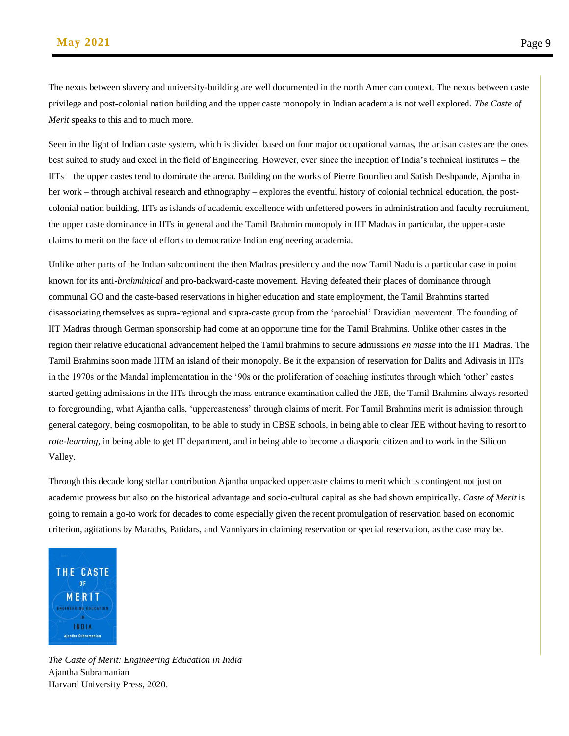The nexus between slavery and university-building are well documented in the north American context. The nexus between caste privilege and post-colonial nation building and the upper caste monopoly in Indian academia is not well explored. *The Caste of Merit* speaks to this and to much more.

Seen in the light of Indian caste system, which is divided based on four major occupational varnas, the artisan castes are the ones best suited to study and excel in the field of Engineering. However, ever since the inception of India's technical institutes – the IITs – the upper castes tend to dominate the arena. Building on the works of Pierre Bourdieu and Satish Deshpande, Ajantha in her work – through archival research and ethnography – explores the eventful history of colonial technical education, the post-colonial nation building, IITs as islands of academic excellence with unfettered powers in administration and faculty recruitment, the upper caste dominance in IITs in general and the Tamil Brahmin monopoly in IIT Madras in particular, the upper-caste claims to merit on the face of efforts to democratize Indian engineering academia.

Unlike other parts of the Indian subcontinent the then Madras presidency and the now Tamil Nadu is a particular case in point known for its anti-*brahminical* and pro-backward-caste movement. Having defeated their places of dominance through communal GO and the caste-based reservations in higher education and state employment, the Tamil Brahmins started disassociating themselves as supra-regional and supra-caste group from the 'parochial' Dravidian movement. The founding of IIT Madras through German sponsorship had come at an opportune time for the Tamil Brahmins. Unlike other castes in the region their relative educational advancement helped the Tamil brahmins to secure admissions *en masse* into the IIT Madras. The Tamil Brahmins soon made IITM an island of their monopoly. Be it the expansion of reservation for Dalits and Adivasis in IITs in the 1970s or the Mandal implementation in the '90s or the proliferation of coaching institutes through which 'other' castes started getting admissions in the IITs through the mass entrance examination called the JEE, the Tamil Brahmins always resorted to foregrounding, what Ajantha calls, 'uppercasteness' through claims of merit. For Tamil Brahmins merit is admission through general category, being cosmopolitan, to be able to study in CBSE schools, in being able to clear JEE without having to resort to *rote-learning*, in being able to get IT department, and in being able to become a diasporic citizen and to work in the Silicon Valley.

Through this decade long stellar contribution Ajantha unpacked uppercaste claims to merit which is contingent not just on academic prowess but also on the historical advantage and socio-cultural capital as she had shown empirically. *Caste of Merit* is going to remain a go-to work for decades to come especially given the recent promulgation of reservation based on economic criterion, agitations by Maraths, Patidars, and Vanniyars in claiming reservation or special reservation, as the case may be.

*The Caste of Merit: Engineering Education in India*
Ajantha Subramanian
Harvard University Press, 2020.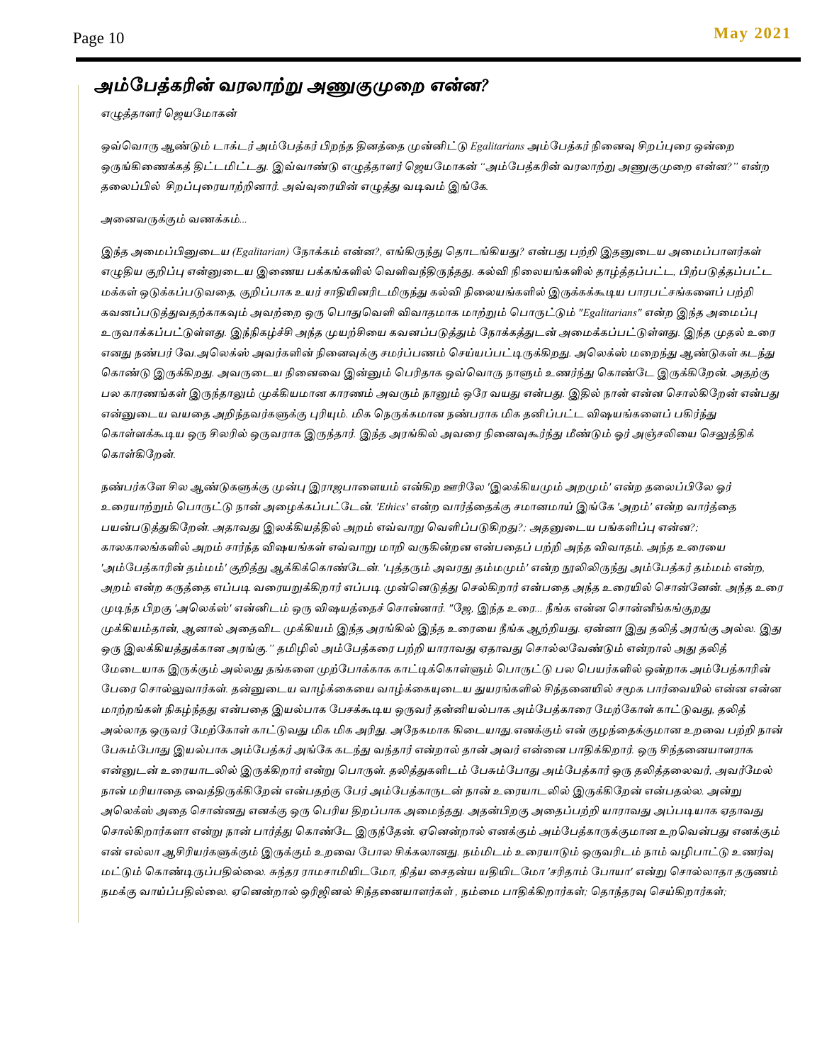# *அம்பேத்கரின் வரலாற்று அணுகுமுறை என்ன?*

*எழுத்தாளர் ஜெயமோகன்*

*ஒவ்வொரு ஆண்டும் டாக்டர் அம்பேத்கர் பிறந்த தினத்தை முன்னிட்டு Egalitarians அம்பேத்கர் நினைவு சிறப்புரை ஒன்றை ஒருங்கிணைக்கத் திட்டமிட்டது. இவ்வாண்டு எழுத்தாளர் ஜெயமோகன் "அம்பேத்கரின் வரலாற்று அணுகுமுறை என்ன?" என்ற தலைப்பில் சிறப்புரையாற்றினார். அவ்வுரையின் எழுத்து வடிவம் இங்கே.*

*அனைவருக்கும் வணக்கம்...*

*இந்த அமைப்பினுடைய (Egalitarian) நோக்கம் என்ன?, எங்கிருந்து தொடங்கியது? என்பது பற்றி இதனுடைய அமைப்பாளர்கள் எழுதிய குறிப்பு என்னுடைய இணைய பக்கங்களில் வெளிவந்திருந்தது. கல்வி நிலையங்களில் தாழ்த்தப்பட்ட, பிற்படுத்தப்பட்ட மக்கள் ஒடுக்கப்படுவதை, குறிப்பாக உயர் சாதியினரிடமிருந்து கல்வி நிலையங்களில் இருக்கக்கூடிய பாரபட்சங்களைப் பற்றி கவனப்படுத்துவதற்காகவும் அவற்றை ஒரு பொதுவெளி விவாதமாக மாற்றும் பொருட்டும் "Egalitarians" என்ற இந்த அமைப்பு உருவாக்கப்பட்டுள்ளது. இந்நிகழ்ச்சி அந்த முயற்சியை கவனப்படுத்தும் நோக்கத்துடன் அமைக்கப்பட்டுள்ளது. இந்த முதல் உரை எனது நண்பர் வே.அலெக்ஸ் அவர்களின் நினைவுக்கு சமர்ப்பணம் செய்யப்பட்டிருக்கிறது. அலெக்ஸ் மறைந்து ஆண்டுகள் கடந்து கொண்டு இருக்கிறது. அவருடைய நினைவை இன்னும் பெரிதாக ஒவ்வொரு நாளும் உணர்ந்து கொண்டே இருக்கிறேன். அதற்கு பல காரணங்கள் இருந்தாலும் முக்கியமான காரணம் அவரும் நானும் ஒரே வயது என்பது. இதில் நான் என்ன சொல்கிறேன் என்பது என்னுடைய வயதை அறிந்தவர்களுக்கு புரியும். மிக நெருக்கமான நண்பராக மிக தனிப்பட்ட விஷயங்களைப் பகிர்ந்து கொள்ளக்கூடிய ஒரு சிலரில் ஒருவராக இருந்தார். இந்த அரங்கில் அவரை நினைவுகூர்ந்து மீண்டும் ஓர் அஞ்சலியை செலுத்திக் கொள்கிறேன்.*

*நண்பர்களே சில ஆண்டுகளுக்கு முன்பு இராஜபாளையம் என்கிற ஊரிலே 'இலக்கியமும் அறமும்' என்ற தலைப்பிலே ஓர் உரையாற்றும் பொருட்டு நான் அழைக்கப்பட்டேன். 'Ethics' என்ற வார்த்தைக்கு சமானமாய் இங்கே 'அறம்' என்ற வார்த்தை பயன்படுத்துகிறேன். அதாவது இலக்கியத்தில் அறம் எவ்வாறு வெளிப்படுகிறது?; அதனுடைய பங்களிப்பு என்ன?; காலகாலங்களில் அறம் சார்ந்த விஷயங்கள் எவ்வாறு மாறி வருகின்றன என்பதைப் பற்றி அந்த விவாதம். அந்த உரையை 'அம்பேத்காரின் தம்மம்' குறித்து ஆக்கிக்கொண்டேன். 'புத்தரும் அவரது தம்மமும்' என்ற நூலிலிருந்து அம்பேத்கர் தம்மம் என்ற, அறம் என்ற கருத்தை எப்படி வரையறுக்கிறார் எப்படி முன்னெடுத்து செல்கிறார் என்பதை அந்த உரையில் சொன்னேன். அந்த உரை முடிந்த பிறகு 'அலெக்ஸ்' என்னிடம் ஒரு விஷயத்தைச் சொன்னார். "ஜே, இந்த உரை... நீங்க என்ன சொன்னீங்கங்குறது முக்கியம்தான், ஆனால் அதைவிட முக்கியம் இந்த அரங்கில் இந்த உரையை நீங்க ஆற்றியது. ஏன்னா இது தலித் அரங்கு அல்ல. இது ஒரு இலக்கியத்துக்கான அரங்கு." தமிழில் அம்பேத்கரை பற்றி யாராவது ஏதாவது சொல்லவேண்டும் என்றால் அது தலித் மேடையாக இருக்கும் அல்லது தங்களை முற்போக்காக காட்டிக்கொள்ளும் பொருட்டு பல பெயர்களில் ஒன்றாக அம்பேத்காரின் பேரை சொல்லுவார்கள். தன்னுடைய வாழ்க்கையை வாழ்க்கையுடைய துயரங்களில் சிந்தனையில் சமூக பார்வையில் என்ன என்ன மாற்றங்கள் நிகழ்ந்தது என்பதை இயல்பாக பேசக்கூடிய ஒருவர் தன்னியல்பாக அம்பேத்காரை மேற்கோள் காட்டுவது, தலித் அல்லாத ஒருவர் மேற்கோள் காட்டுவது மிக மிக அரிது. அநேகமாக கிடையாது.எனக்கும் என் குழந்தைக்குமான உறவை பற்றி நான் பேசும்போது இயல்பாக அம்பேத்கர் அங்கே கடந்து வந்தார் என்றால் தான் அவர் என்னை பாதிக்கிறார். ஒரு சிந்தனையாளராக என்னுடன் உரையாடலில் இருக்கிறார் என்று பொருள். தலித்துகளிடம் பேசும்போது அம்பேத்கார் ஒரு தலித்தலைவர், அவர்மேல் நான் மரியாதை வைத்திருக்கிறேன் என்பதற்கு பேர் அம்பேத்காருடன் நான் உரையாடலில் இருக்கிறேன் என்பதல்ல. அன்று அலெக்ஸ் அதை சொன்னது எனக்கு ஒரு பெரிய திறப்பாக அமைந்தது. அதன்பிறகு அதைப்பற்றி யாராவது அப்படியாக ஏதாவது சொல்கிறார்களா என்று நான் பார்த்து கொண்டே இருந்தேன். ஏனென்றால் எனக்கும் அம்பேத்காருக்குமான உறவென்பது எனக்கும் என் எல்லா ஆசிரியர்களுக்கும் இருக்கும் உறவை போல சிக்கலானது. நம்மிடம் உரையாடும் ஒருவரிடம் நாம் வழிபாட்டு உணர்வு மட்டும் கொண்டிருப்பதில்லை. சுந்தர ராமசாமியிடமோ, நித்ய சைதன்ய யதியிடமோ 'சரிதாம் போயா' என்று சொல்லாதா தருணம் நமக்கு வாய்ப்பதில்லை. ஏனென்றால் ஒரிஜினல் சிந்தனையாளர்கள் , நம்மை பாதிக்கிறார்கள்; தொந்தரவு செய்கிறார்கள்;*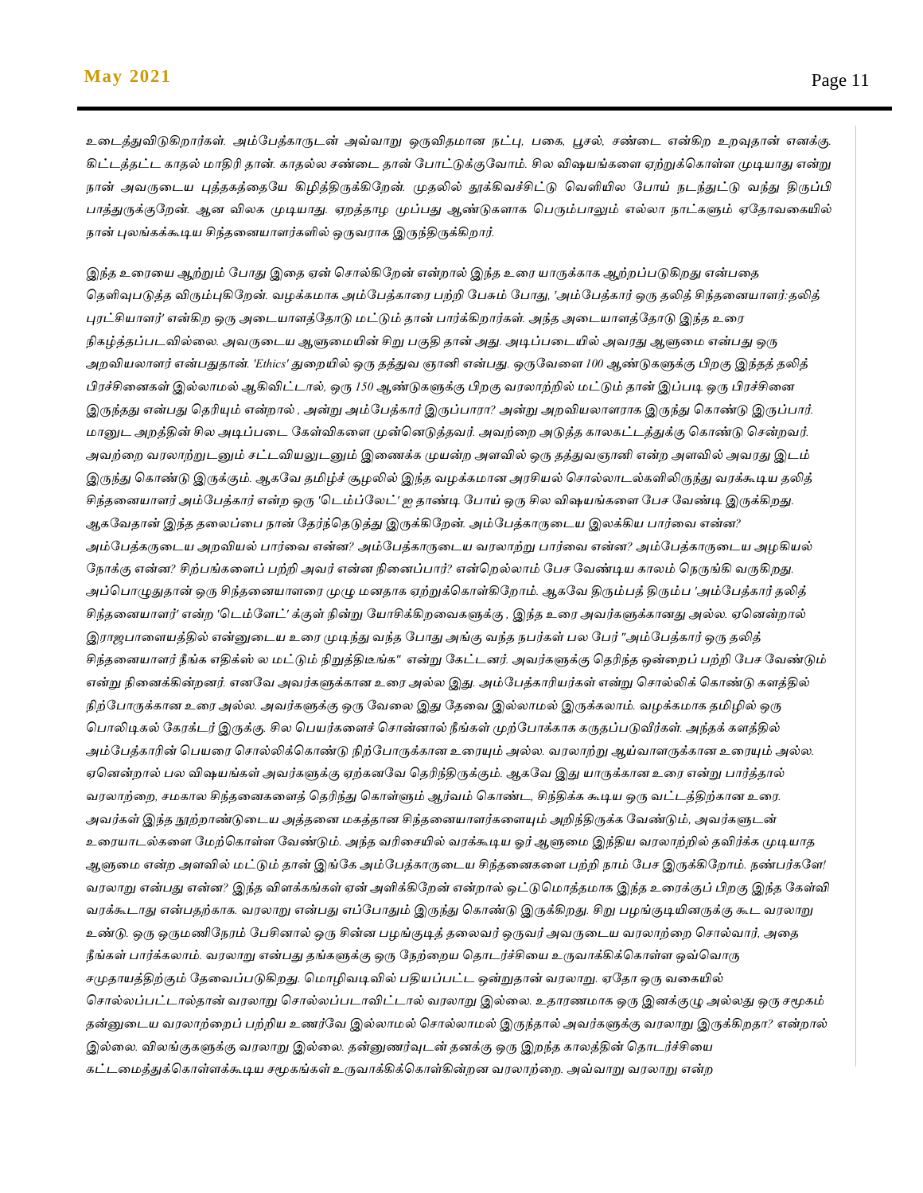உடைத்துவிடுகிறார்கள். அம்பேத்காருடன் அவ்வாறு ஒருவிதமான நட்பு, பகை, பூசல், சண்டை என்கிற உறவுதான் எனக்கு. கிட்டத்தட்ட காதல் மாதிரி தான். காதல்ல சண்டை தான் போட்டுக்குவோம். சில விஷயங்களை ஏற்றுக்கொள்ள முடியாது என்று நான் அவருடைய புத்தகத்தையே கிழித்திருக்கிறேன். முதலில் தூக்கிவச்சிட்டு வெளியில போய் நடந்துட்டு வந்து திருப்பி பாத்துருக்குறேன். ஆன விலக முடியாது. ஏறத்தாழ முப்பது ஆண்டுகளாக பெரும்பாலும் எல்லா நாட்களும் ஏதோவகையில் நான் புலங்கக்கூடிய சிந்தனையாளர்களில் ஒருவராக இருந்திருக்கிறார்.

இந்த உரையை ஆற்றும் போது இதை ஏன் சொல்கிறேன் என்றால் இந்த உரை யாருக்காக ஆற்றப்படுகிறது என்பதை தெளிவுபடுத்த விரும்புகிறேன். வழக்கமாக அம்பேத்காரை பற்றி பேசும் போது, 'அம்பேத்கார் ஒரு தலித் சிந்தனையாளர்:தலித் புரட்சியாளர்' என்கிற ஒரு அடையாளத்தோடு மட்டும் தான் பார்க்கிறார்கள். அந்த அடையாளத்தோடு இந்த உரை நிகழ்த்தப்படவில்லை. அவருடைய ஆளுமையின் சிறு பகுதி தான் அது. அடிப்படையில் அவரது ஆளுமை என்பது ஒரு அறவியலாளர் என்பதுதான். 'Ethics' துறையில் ஒரு தத்துவ ஞானி என்பது. ஒருவேளை 100 ஆண்டுகளுக்கு பிறகு இந்தத் தலித் பிரச்சினைகள் இல்லாமல் ஆகிவிட்டால், ஒரு 150 ஆண்டுகளுக்கு பிறகு வரலாற்றில் மட்டும் தான் இப்படி ஒரு பிரச்சினை இருந்தது என்பது தெரியும் என்றால் , அன்று அம்பேத்கார் இருப்பாரா? அன்று அறவியலாளராக இருந்து கொண்டு இருப்பார். மானுட அறத்தின் சில அடிப்படை கேள்விகளை முன்னெடுத்தவர். அவற்றை அடுத்த காலகட்டத்துக்கு கொண்டு சென்றவர். அவற்றை வரலாற்றுடனும் சட்டவியலுடனும் இணைக்க முயன்ற அளவில் ஒரு தத்துவஞானி என்ற அளவில் அவரது இடம் இருந்து கொண்டு இருக்கும். ஆகவே தமிழ்ச் சூழலில் இந்த வழக்கமான அரசியல் சொல்லாடல்களிலிருந்து வரக்கூடிய தலித் சிந்தனையாளர் அம்பேத்கார் என்ற ஒரு 'டெம்ப்லேட்' ஐ தாண்டி போய் ஒரு சில விஷயங்களை பேச வேண்டி இருக்கிறது. ஆகவேதான் இந்த தலைப்பை நான் தேர்ந்தெடுத்து இருக்கிறேன். அம்பேத்காருடைய இலக்கிய பார்வை என்ன? அம்பேத்கருடைய அறவியல் பார்வை என்ன? அம்பேத்காருடைய வரலாற்று பார்வை என்ன? அம்பேத்காருடைய அழகியல் நோக்கு என்ன? சிற்பங்களைப் பற்றி அவர் என்ன நினைப்பார்? என்றெல்லாம் பேச வேண்டிய காலம் நெருங்கி வருகிறது. அப்பொழுதுதான் ஒரு சிந்தனையாளரை முழு மனதாக ஏற்றுக்கொள்கிறோம். ஆகவே திரும்பத் திரும்ப 'அம்பேத்கார் தலித் சிந்தனையாளர்' என்ற 'டெம்ளேட்' க்குள் நின்று யோசிக்கிறவைகளுக்கு , இந்த உரை அவர்களுக்கானது அல்ல. ஏனென்றால் இராஜபாளையத்தில் என்னுடைய உரை முடிந்து வந்த போது அங்கு வந்த நபர்கள் பல பேர் "அம்பேத்கார் ஒரு தலித் சிந்தனையாளர் நீங்க எதிக்ஸ் ல மட்டும் நிறுத்திடீங்க" என்று கேட்டனர். அவர்களுக்கு தெரிந்த ஒன்றைப் பற்றி பேச வேண்டும் என்று நினைக்கின்றனர். எனவே அவர்களுக்கான உரை அல்ல இது. அம்பேத்காரியர்கள் என்று சொல்லிக் கொண்டு களத்தில் நிற்போருக்கான உரை அல்ல. அவர்களுக்கு ஒரு வேலை இது தேவை இல்லாமல் இருக்கலாம். வழக்கமாக தமிழில் ஒரு பொலிடிகல் கேரக்டர் இருக்கு. சில பெயர்களைச் சொன்னால் நீங்கள் முற்போக்காக கருதப்படுவீர்கள். அந்தக் களத்தில் அம்பேத்காரின் பெயரை சொல்லிக்கொண்டு நிற்போருக்கான உரையும் அல்ல. வரலாற்று ஆய்வாளருக்கான உரையும் அல்ல. ஏனென்றால் பல விஷயங்கள் அவர்களுக்கு ஏற்கனவே தெரிந்திருக்கும். ஆகவே இது யாருக்கான உரை என்று பார்த்தால் வரலாற்றை, சமகால சிந்தனைகளைத் தெரிந்து கொள்ளும் ஆர்வம் கொண்ட, சிந்திக்க கூடிய ஒரு வட்டத்திற்கான உரை. அவர்கள் இந்த நூற்றாண்டுடைய அத்தனை மகத்தான சிந்தனையாளர்களையும் அறிந்திருக்க வேண்டும், அவர்களுடன் உரையாடல்களை மேற்கொள்ள வேண்டும். அந்த வரிசையில் வரக்கூடிய ஓர் ஆளுமை இந்திய வரலாற்றில் தவிர்க்க முடியாத ஆளுமை என்ற அளவில் மட்டும் தான் இங்கே அம்பேத்காருடைய சிந்தனைகளை பற்றி நாம் பேச இருக்கிறோம். நண்பர்களே! வரலாறு என்பது என்ன? இந்த விளக்கங்கள் ஏன் அளிக்கிறேன் என்றால் ஒட்டுமொத்தமாக இந்த உரைக்குப் பிறகு இந்த கேள்வி வரக்கூடாது என்பதற்காக. வரலாறு என்பது எப்போதும் இருந்து கொண்டு இருக்கிறது. சிறு பழங்குடியினருக்கு கூட வரலாறு உண்டு. ஒரு ஒருமணிநேரம் பேசினால் ஒரு சின்ன பழங்குடித் தலைவர் ஒருவர் அவருடைய வரலாற்றை சொல்வார், அதை நீங்கள் பார்க்கலாம். வரலாறு என்பது தங்களுக்கு ஒரு நேற்றைய தொடர்ச்சியை உருவாக்கிக்கொள்ள ஒவ்வொரு சமுதாயத்திற்கும் தேவைப்படுகிறது. மொழிவடிவில் பதியப்பட்ட ஒன்றுதான் வரலாறு. ஏதோ ஒரு வகையில் சொல்லப்பட்டால்தான் வரலாறு சொல்லப்படாவிட்டால் வரலாறு இல்லை. உதாரணமாக ஒரு இனக்குழு அல்லது ஒரு சமூகம் தன்னுடைய வரலாற்றைப் பற்றிய உணர்வே இல்லாமல் சொல்லாமல் இருந்தால் அவர்களுக்கு வரலாறு இருக்கிறதா? என்றால் இல்லை. விலங்குகளுக்கு வரலாறு இல்லை. தன்னுணர்வுடன் தனக்கு ஒரு இறந்த காலத்தின் தொடர்ச்சியை கட்டமைத்துக்கொள்ளக்கூடிய சமூகங்கள் உருவாக்கிக்கொள்கின்றன வரலாற்றை. அவ்வாறு வரலாறு என்ற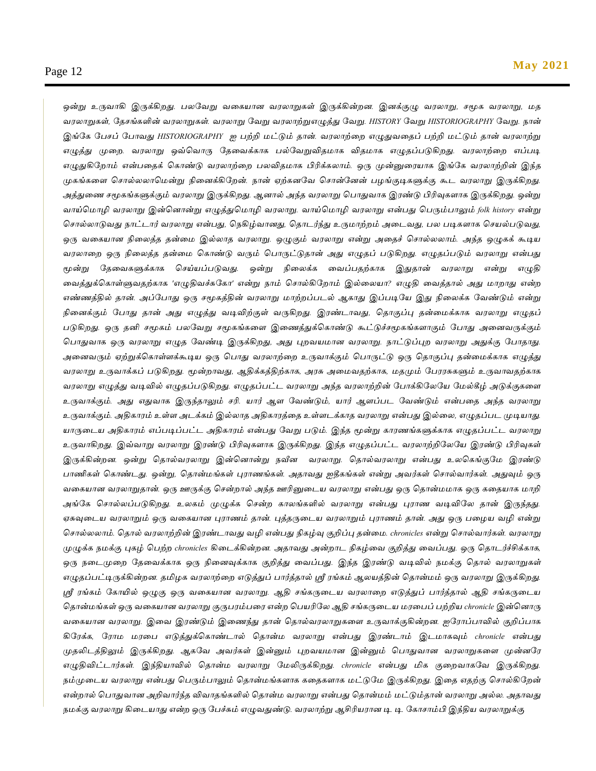ஒன்று உருவாகி இருக்கிறது. பலவேறு வகையான வரலாறுகள் இருக்கின்றன. இனக்குழு வரலாறு, சமூக வரலாறு, மத வரலாறுகள், தேசங்களின் வரலாறுகள். வரலாறு வேறு வரலாற்றுஎழுத்து வேறு. *HISTORY* வேறு *HISTORIOGRAPHY* வேறு. நான் இங்கே பேசப் போவது *HISTORIOGRAPHY* ஐ பற்றி மட்டும் தான். வரலாற்றை எழுதுவதைப் பற்றி மட்டும் தான் வரலாற்று எழுத்து முறை. வரலாறு ஒவ்வொரு தேவைக்காக பல்வேறுவிதமாக விதமாக எழுதப்படுகிறது. வரலாற்றை எப்படி எழுதுகிறோம் என்பதைக் கொண்டு வரலாற்றை பலவிதமாக பிரிக்கலாம். ஒரு முன்னுரையாக இங்கே வரலாற்றின் இந்த முகங்களை சொல்லலாமென்று நினைக்கிறேன். நான் ஏற்கனவே சொன்னேன் பழங்குடிகளுக்கு கூட வரலாறு இருக்கிறது. அத்துணை சமூகங்களுக்கும் வரலாறு இருக்கிறது. ஆனால் அந்த வரலாறு பொதுவாக இரண்டு பிரிவுகளாக இருக்கிறது. ஒன்று வாய்மொழி வரலாறு இன்னொன்று எழுத்துமொழி வரலாறு. வாய்மொழி வரலாறு என்பது பெரும்பாலும் *folk history* என்று சொல்லாடுவது நாட்டார் வரலாறு என்பது, நெகிழ்வானது, தொடர்ந்து உருமாற்றம் அடைவது, பல படிகளாக செயல்படுவது, ஒரு வகையான நிலைத்த தன்மை இல்லாத வரலாறு. ஒழுகும் வரலாறு என்று அதைச் சொல்லலாம். அந்த ஒழுகக் கூடிய வரலாறை ஒரு நிலைத்த தன்மை கொண்டு வரும் பொருட்டுதான் அது எழுதப் படுகிறது. எழுதப்படும் வரலாறு என்பது மூன்று தேவைகளுக்காக செய்யப்படுவது. ஒன்று நிலைக்க வைப்பதற்காக இதுதான் வரலாறு என்று எழுதி வைத்துக்கொள்ளுவதற்காக 'எழுதிவச்சுகோ' என்று நாம் சொல்கிறோம் இல்லையா? எழுதி வைத்தால் அது மாறாது என்ற எண்ணத்தில் தான். அப்போது ஒரு சமூகத்தின் வரலாறு மாற்றப்படல் ஆகாது இப்படியே இது நிலைக்க வேண்டும் என்று நினைக்கும் போது தான் அது எழுத்து வடிவிற்குள் வருகிறது. இரண்டாவது, தொகுப்பு தன்மைக்காக வரலாறு எழுதப் படுகிறது. ஒரு தனி சமூகம் பலவேறு சமூகங்களை இணைத்துக்கொண்டு கூட்டுச்சமூகங்களாகும் போது அனைவருக்கும் பொதுவாக ஒரு வரலாறு எழுத வேண்டி இருக்கிறது. அது புறவயமான வரலாறு. நாட்டுப்புற வரலாறு அதுக்கு போதாது. அனைவரும் ஏற்றுக்கொள்ளக்கூடிய ஒரு பொது வரலாற்றை உருவாக்கும் பொருட்டு ஒரு தொகுப்பு தன்மைக்காக எழுத்து வரலாறு உருவாக்கப் படுகிறது. மூன்றாவது, ஆதிக்கத்திற்காக, அரசு அமைவதற்காக, மதமும் பேரரசுகளும் உருவாவதற்காக வரலாறு எழுத்து வடிவில் எழுதப்படுகிறது. எழுதப்பட்ட வரலாறு அந்த வரலாற்றின் போக்கிலேயே மேல்கீழ் அடுக்குகளை உருவாக்கும். அது எதுவாக இருந்தாலும் சரி. யார் ஆள வேண்டும், யார் ஆளப்பட வேண்டும் என்பதை அந்த வரலாறு உருவாக்கும். அதிகாரம் உள்ள அடக்கம் இல்லாத அதிகாரத்தை உள்ளடக்காத வரலாறு என்பது இல்லை, எழுதப்பட முடியாது. யாருடைய அதிகாரம் எப்படிப்பட்ட அதிகாரம் என்பது வேறு படும். இந்த மூன்று காரணங்களுக்காக எழுதப்பட்ட வரலாறு உருவாகிறது. இவ்வாறு வரலாறு இரண்டு பிரிவுகளாக இருக்கிறது. இந்த எழுதப்பட்ட வரலாற்றிலேயே இரண்டு பிரிவுகள் இருக்கின்றன. ஒன்று தொல்வரலாறு இன்னொன்று நவீன வரலாறு. தொல்வரலாறு என்பது உலகெங்குமே இரண்டு பாணிகள் கொண்டது. ஒன்று, தொன்மங்கள் புராணங்கள். அதாவது ஐதீகங்கள் என்று அவர்கள் சொல்வார்கள். அதுவும் ஒரு வகையான வரலாறுதான். ஒரு ஊருக்கு சென்றால் அந்த ஊரினுடைய வரலாறு என்பது ஒரு தொன்மமாக ஒரு கதையாக மாறி அங்கே சொல்லப்படுகிறது. உலகம் முழுக்க சென்ற காலங்களில் வரலாறு என்பது புராண வடிவிலே தான் இருந்தது. ஏசுவுடைய வரலாறும் ஒரு வகையான புராணம் தான். புத்தருடைய வரலாறும் புராணம் தான். அது ஒரு பழைய வழி என்று சொல்லலாம். தொல் வரலாற்றின் இரண்டாவது வழி என்பது நிகழ்வு குறிப்பு தன்மை. *chronicles* என்று சொல்வார்கள். வரலாறு முழுக்க நமக்கு புகழ் பெற்ற *chronicles* கிடைக்கின்றன. அதாவது அன்றாட நிகழ்வை குறித்து வைப்பது. ஒரு தொடர்ச்சிக்காக, ஒரு நடைமுறை தேவைக்காக ஒரு நினைவுக்காக குறித்து வைப்பது. இந்த இரண்டு வடிவில் நமக்கு தொல் வரலாறுகள் எழுதப்பட்டிருக்கின்றன. தமிழக வரலாற்றை எடுத்துப் பார்த்தால் ஸ்ரீ ரங்கம் ஆலயத்தின் தொன்மம் ஒரு வரலாறு இருக்கிறது. ஸ்ரீ ரங்கம் கோயில் ஒழுகு ஒரு வகையான வரலாறு. ஆதி சங்கருடைய வரலாறை எடுத்துப் பார்த்தால் ஆதி சங்கருடைய தொன்மங்கள் ஒரு வகையான வரலாறு குருபரம்பரை என்ற பெயரிலே ஆதி சங்கருடைய மரபைப் பற்றிய *chronicle* இன்னொரு வகையான வரலாறு. இவை இரண்டும் இணைந்து தான் தொல்வரலாறுகளை உருவாக்குகின்றன. ஐரோப்பாவில் குறிப்பாக கிரேக்க, ரோம மரபை எடுத்துக்கொண்டால் தொன்ம வரலாறு என்பது இரண்டாம் இடமாகவும் *chronicle* என்பது முதலிடத்திலும் இருக்கிறது. ஆகவே அவர்கள் இன்னும் புறவயமான இன்னும் பொதுவான வரலாறுகளை முன்னரே எழுதிவிட்டார்கள். இந்தியாவில் தொன்ம வரலாறு மேலிருக்கிறது. *chronicle* என்பது மிக குறைவாகவே இருக்கிறது. நம்முடைய வரலாறு என்பது பெரும்பாலும் தொன்மங்களாக கதைகளாக மட்டுமே இருக்கிறது. இதை எதற்கு சொல்கிறேன் என்றால் பொதுவான அறிவார்ந்த விவாதங்களில் தொன்ம வரலாறு என்பது தொன்மம் மட்டும்தான் வரலாறு அல்ல. அதாவது நமக்கு வரலாறு கிடையாது என்ற ஒரு பேச்சும் எழுவதுண்டு. வரலாற்று ஆசிரியரான டி. டி. கோசாம்பி இந்திய வரலாறுக்கு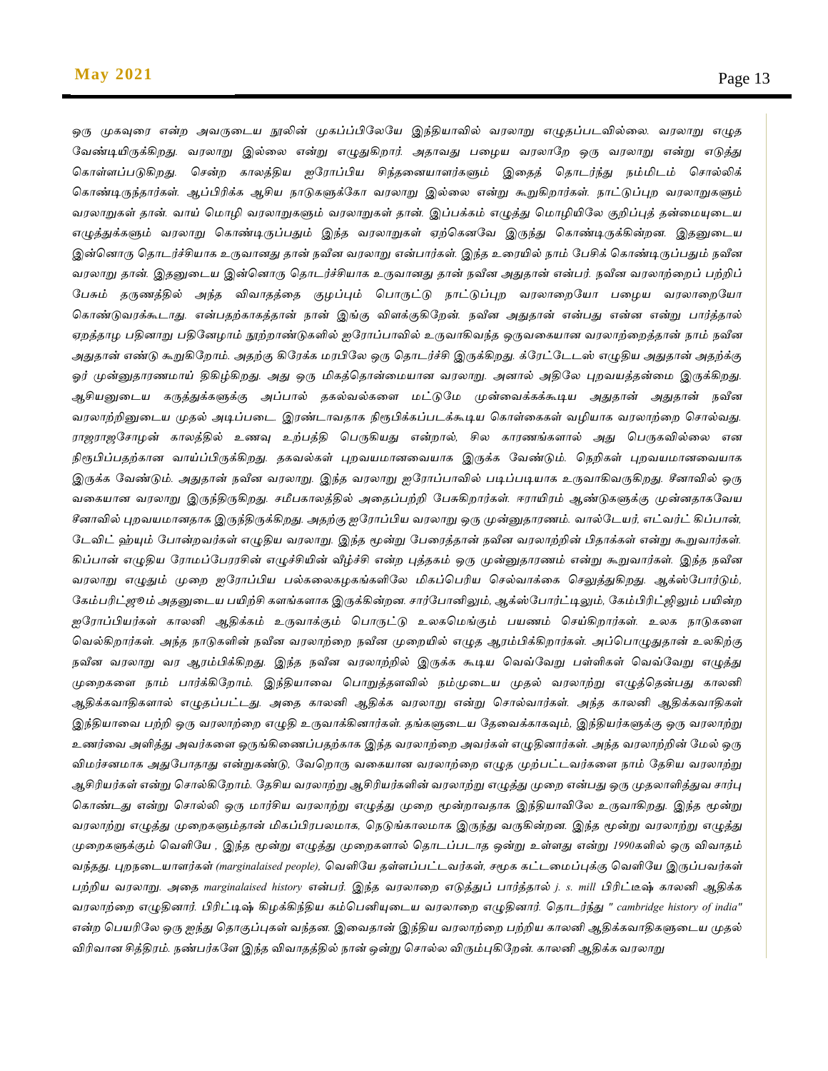ஒரு முகவுரை என்ற அவருடைய நூலின் முகப்பிலேயே இந்தியாவில் வரலாறு எழுதப்படவில்லை. வரலாறு எழுத வேண்டியிருக்கிறது. வரலாறு இல்லை என்று எழுதுகிறார். அதாவது பழைய வரலாறே ஒரு வரலாறு என்று எடுத்து கொள்ளப்படுகிறது. சென்ற காலத்திய ஐரோப்பிய சிந்தனையாளர்களும் இதைத் தொடர்ந்து நம்மிடம் சொல்லிக் கொண்டிருந்தார்கள். ஆப்பிரிக்க ஆசிய நாடுகளுக்கோ வரலாறு இல்லை என்று கூறுகிறார்கள். நாட்டுப்புற வரலாறுகளும் வரலாறுகள் தான். வாய் மொழி வரலாறுகளும் வரலாறுகள் தான். இப்பக்கம் எழுத்து மொழியிலே குறிப்புத் தன்மையுடைய எழுத்துக்களும் வரலாறு கொண்டிருப்பதும் இந்த வரலாறுகள் ஏற்கெனவே இருந்து கொண்டிருக்கின்றன. இதனுடைய இன்னொரு தொடர்ச்சியாக உருவானது தான் நவீன வரலாறு என்பார்கள். இந்த உரையில் நாம் பேசிக் கொண்டிருப்பதும் நவீன வரலாறு தான். இதனுடைய இன்னொரு தொடர்ச்சியாக உருவானது தான் நவீன அதுதான் என்பர். நவீன வரலாற்றைப் பற்றிப் பேசும் தருணத்தில் அந்த விவாதத்தை குழப்பும் பொருட்டு நாட்டுப்புற வரலாறையோ பழைய வரலாறையோ கொண்டுவரக்கூடாது. என்பதற்காகத்தான் நான் இங்கு விளக்குகிறேன். நவீன அதுதான் என்பது என்ன என்று பார்த்தால் ஏறத்தாழ பதினாறு பதினேழாம் நூற்றாண்டுகளில் ஐரோப்பாவில் உருவாகிவந்த ஒருவகையான வரலாற்றைத்தான் நாம் நவீன அதுதான் எண்டு கூறுகிறோம். அதற்கு கிரேக்க மரபிலே ஒரு தொடர்ச்சி இருக்கிறது. க்ரேட்டேடஸ் எழுதிய அதுதான் அதற்கு ஓர் முன்னுதாரணமாய் திகழ்கிறது. அது ஒரு மிகத்தொன்மையான வரலாறு. அனால் அதிலே புறவயத்தன்மை இருக்கிறது. ஆசியனுடைய கருத்துக்களுக்கு அப்பால் தகல்வல்களை மட்டுமே முன்வைக்கக்கூடிய அதுதான் அதுதான் நவீன வரலாற்றினுடைய முதல் அடிப்படை. இரண்டாவதாக நிரூபிக்கப்படக்கூடிய கொள்கைகள் வழியாக வரலாற்றை சொல்வது. ராஜராஜசோழன் காலத்தில் உணவு உற்பத்தி பெருகியது என்றால், சில காரணங்களால் அது பெருகவில்லை என நிரூபிப்பதற்கான வாய்ப்பிருக்கிறது. தகவல்கள் புறவயமானவையாக இருக்க வேண்டும். நெறிகள் புறவயமானவையாக இருக்க வேண்டும். அதுதான் நவீன வரலாறு. இந்த வரலாறு ஐரோப்பாவில் படிப்படியாக உருவாகிவருகிறது. சீனாவில் ஒரு வகையான வரலாறு இருந்திருகிறது. சமீபகாலத்தில் அதைப்பற்றி பேசுகிறார்கள். ஈராயிரம் ஆண்டுகளுக்கு முன்னதாகவேய சீனாவில் புறவயமானதாக இருந்திருக்கிறது. அதற்கு ஐரோப்பிய வரலாறு ஒரு முன்னுதாரணம். வால்டேயர், எட்வர்ட் கிப்பான், டேவிட் ஹ்யும் போன்றவர்கள் எழுதிய வரலாறு. இந்த மூன்று பேரைத்தான் நவீன வரலாற்றின் பிதாக்கள் என்று கூறுவார்கள். கிப்பான் எழுதிய ரோமப்பேரரசின் எழுச்சியின் வீழ்ச்சி என்ற புத்தகம் ஒரு முன்னுதாரணம் என்று கூறுவார்கள். இந்த நவீன வரலாறு எழுதும் முறை ஐரோப்பிய பல்கலைகழகங்களிலே மிகப்பெரிய செல்வாக்கை செலுத்துகிறது. ஆக்ஸ்போர்டும், கேம்பரிட்ஜூம் அதனுடைய பயிற்சி களங்களாக இருக்கின்றன. சார்போனிலும், ஆக்ஸ்போர்ட்டிலும், கேம்பிரிட்ஜிலும் பயின்ற ஐரோப்பியர்கள் காலனி ஆதிக்கம் உருவாக்கும் பொருட்டு உலகமெங்கும் பயணம் செய்கிறார்கள். உலக நாடுகளை வெல்கிறார்கள். அந்த நாடுகளின் நவீன வரலாற்றை நவீன முறையில் எழுத ஆரம்பிக்கிறார்கள். அப்பொழுதுதான் உலகிற்கு நவீன வரலாறு வர ஆரம்பிக்கிறது. இந்த நவீன வரலாற்றில் இருக்க கூடிய வெவ்வேறு பள்ளிகள் வெவ்வேறு எழுத்து முறைகளை நாம் பார்க்கிறோம். இந்தியாவை பொறுத்தளவில் நம்முடைய முதல் வரலாற்று எழுத்தென்பது காலனி ஆதிக்கவாதிகளால் எழுதப்பட்டது. அதை காலனி ஆதிக்க வரலாறு என்று சொல்வார்கள். அந்த காலனி ஆதிக்கவாதிகள் இந்தியாவை பற்றி ஒரு வரலாற்றை எழுதி உருவாக்கினார்கள். தங்களுடைய தேவைக்காகவும், இந்தியர்களுக்கு ஒரு வரலாற்று உணர்வை அளித்து அவர்களை ஒருங்கிணைப்பதற்காக இந்த வரலாற்றை அவர்கள் எழுதினார்கள். அந்த வரலாற்றின் மேல் ஒரு விமர்சனமாக அதுபோதாது என்றுகண்டு, வேறொரு வகையான வரலாற்றை எழுத முற்பட்டவர்களை நாம் தேசிய வரலாற்று ஆசிரியர்கள் என்று சொல்கிறோம். தேசிய வரலாற்று ஆசிரியர்களின் வரலாற்று எழுத்து முறை என்பது ஒரு முதலாளித்துவ சார்பு கொண்டது என்று சொல்லி ஒரு மார்சிய வரலாற்று எழுத்து முறை மூன்றாவதாக இந்தியாவிலே உருவாகிறது. இந்த மூன்று வரலாற்று எழுத்து முறைகளும்தான் மிகப்பிரபலமாக, நெடுங்காலமாக இருந்து வருகின்றன. இந்த மூன்று வரலாற்று எழுத்து முறைகளுக்கும் வெளியே , இந்த மூன்று எழுத்து முறைகளால் தொடப்படாத ஒன்று உள்ளது என்று 1990களில் ஒரு விவாதம் வந்தது. புறநடையாளர்கள் (marginalaised people), வெளியே தள்ளப்பட்டவர்கள், சமூக கட்டமைப்புக்கு வெளியே இருப்பவர்கள் பற்றிய வரலாறு. அதை marginalaised history என்பர். இந்த வரலாறை எடுத்துப் பார்த்தால் j. s. mill பிரிட்டீஷ் காலனி ஆதிக்க வரலாற்றை எழுதினார். பிரிட்டிஷ் கிழக்கிந்திய கம்பெனியுடைய வரலாறை எழுதினார். தொடர்ந்து " cambridge history of india" என்ற பெயரிலே ஒரு ஐந்து தொகுப்புகள் வந்தன. இவைதான் இந்திய வரலாற்றை பற்றிய காலனி ஆதிக்கவாதிகளுடைய முதல் விரிவான சித்திரம். நண்பர்களே இந்த விவாதத்தில் நான் ஒன்று சொல்ல விரும்புகிறேன். காலனி ஆதிக்க வரலாறு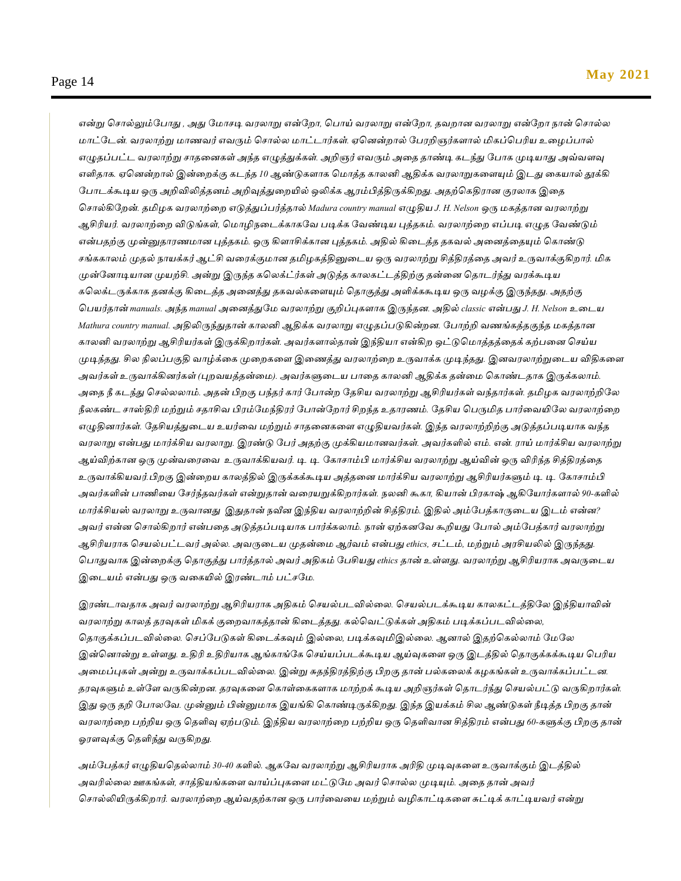என்று சொல்லும்போது , அது மோசடி வரலாறு என்றோ, பொய் வரலாறு என்றோ, தவறான வரலாறு என்றோ நான் சொல்ல மாட்டேன். வரலாற்று மாணவர் எவரும் சொல்ல மாட்டார்கள். ஏனென்றால் பேரறிஞர்களால் மிகப்பெரிய உழைப்பால் எழுதப்பட்ட வரலாற்று சாதனைகள் அந்த எழுத்துக்கள். அறிஞர் எவரும் அதை தாண்டி கடந்து போக முடியாது அவ்வளவு எளிதாக. ஏனென்றால் இன்றைக்கு கடந்த 10 ஆண்டுகளாக மொத்த காலனி ஆதிக்க வரலாறுகளையும் இடது கையால் தூக்கி போடக்கூடிய ஒரு அறிவிலித்தனம் அறிவுத்துறையில் ஒலிக்க ஆரம்பித்திருக்கிறது. அதற்கெதிரான குரலாக இதை சொல்கிறேன். தமிழக வரலாற்றை எடுத்துப்பார்த்தால் Madura country manual எழுதிய J. H. Nelson ஒரு மகத்தான வரலாற்று ஆசிரியர். வரலாற்றை விடுங்கள், மொழிநடைக்காகவே படிக்க வேண்டிய புத்தகம். வரலாற்றை எப்படி எழுத வேண்டும் என்பதற்கு முன்னுதாரணமான புத்தகம். ஒரு கிளாசிக்கான புத்தகம். அதில் கிடைத்த தகவல் அனைத்தையும் கொண்டு சங்ககாலம் முதல் நாயக்கர் ஆட்சி வரைக்குமான தமிழகத்தினுடைய ஒரு வரலாற்று சித்திரத்தை அவர் உருவாக்குகிறார். மிக முன்னோடியான முயற்சி. அன்று இருந்த கலெக்ட்ர்கள் அடுத்த காலகட்டத்திற்கு தன்னை தொடர்ந்து வரக்கூடிய கலெக்டருக்காக தனக்கு கிடைத்த அனைத்து தகவல்களையும் தொகுத்து அளிக்ககூடிய ஒரு வழக்கு இருந்தது. அதற்கு பெயர்தான் manuals. அந்த manual அனைத்துமே வரலாற்று குறிப்புகளாக இருந்தன. அதில் classic என்பது J. H. Nelson உடைய Mathura country manual. அதிலிருந்துதான் காலனி ஆதிக்க வரலாறு எழுதப்படுகின்றன. போற்றி வணங்கத்தகுந்த மகத்தான காலனி வரலாற்று ஆசிரியர்கள் இருக்கிறார்கள். அவர்களால்தான் இந்தியா என்கிற ஒட்டுமொத்தத்தைக் கற்பனை செய்ய முடிந்தது. சில நிலப்பகுதி வாழ்க்கை முறைகளை இணைத்து வரலாற்றை உருவாக்க முடிந்தது. இனவரலாற்றுடைய விதிகளை அவர்கள் உருவாக்கினர்கள் (புறவயத்தன்மை). அவர்களுடைய பாதை காலனி ஆதிக்க தன்மை கொண்டதாக இருக்கலாம். அதை நீ கடந்து செல்லலாம். அதன் பிறகு பந்தர் கார் போன்ற தேசிய வரலாற்று ஆசிரியர்கள் வந்தார்கள். தமிழக வரலாற்றிலே நீலகண்ட சாஸ்திரி மற்றும் சதாசிவ பிரம்மேந்திரர் போன்றோர் சிறந்த உதாரணம். தேசிய பெருமித பார்வையிலே வரலாற்றை எழுதினார்கள். தேசியத்துடைய உயர்வை மற்றும் சாதனைகளை எழுதியவர்கள். இந்த வரலாற்றிற்கு அடுத்தப்படியாக வந்த வரலாறு என்பது மார்க்சிய வரலாறு. இரண்டு பேர் அதற்கு முக்கியமானவர்கள். அவர்களில் எம். என். ராய் மார்க்சிய வரலாற்று ஆய்விற்கான ஒரு முன்வரைவை உருவாக்கியவர். டி. டி. கோசாம்பி மார்க்சிய வரலாற்று ஆய்வின் ஒரு விரிந்த சித்திரத்தை உருவாக்கியவர்.பிறகு இன்றைய காலத்தில் இருக்கக்கூடிய அத்தனை மார்க்சிய வரலாற்று ஆசிரியர்களும் டி. டி. கோசாம்பி அவர்களின் பாணியை சேர்ந்தவர்கள் என்றுதான் வரையறுக்கிறார்கள். நலனி கூகா, கியான் பிரகாஷ் ஆகியோர்களால் 90-களில் மார்க்சியஸ் வரலாறு உருவானது இதுதான் நவீன இந்திய வரலாற்றின் சித்திரம். இதில் அம்பேத்காருடைய இடம் என்ன? அவர் என்ன சொல்கிறார் என்பதை அடுத்தப்படியாக பார்க்கலாம். நான் ஏற்கனவே கூறியது போல் அம்பேத்கார் வரலாற்று ஆசிரியராக செயல்பட்டவர் அல்ல. அவருடைய முதன்மை ஆர்வம் என்பது ethics, சட்டம், மற்றும் அரசியலில் இருந்தது. பொதுவாக இன்றைக்கு தொகுத்து பார்த்தால் அவர் அதிகம் பேசியது ethics தான் உள்ளது. வரலாற்று ஆசிரியராக அவருடைய இடையம் என்பது ஒரு வகையில் இரண்டாம் பட்சமே.

இரண்டாவதாக அவர் வரலாற்று ஆசிரியராக அதிகம் செயல்படவில்லை. செயல்படக்கூடிய காலகட்டத்திலே இந்தியாவின் வரலாற்று காலத் தரவுகள் மிகக் குறைவாகத்தான் கிடைத்தது. கல்வெட்டுக்கள் அதிகம் படிக்கப்படவில்லை, தொகுக்கப்படவில்லை. செப்பேடுகள் கிடைக்கவும் இல்லை, படிக்கவுமிஇல்லை. ஆனால் இதற்கெல்லாம் மேலே இன்னொன்று உள்ளது. உதிரி உதிரியாக ஆங்காங்கே செய்யப்படக்கூடிய ஆய்வுகளை ஒரு இடத்தில் தொகுக்கக்கூடிய பெரிய அமைப்புகள் அன்று உருவாக்கப்படவில்லை. இன்று சுதந்திரத்திற்கு பிறகு தான் பல்கலைக் கழகங்கள் உருவாக்கப்பட்டன. தரவுகளும் உள்ளே வருகின்றன. தரவுகளை கொள்கைகளாக மாற்றக் கூடிய அறிஞர்கள் தொடர்ந்து செயல்பட்டு வருகிறார்கள். இது ஒரு தறி போலவே. முன்னும் பின்னுமாக இயங்கி கொண்டிருக்கிறது. இந்த இயக்கம் சில ஆண்டுகள் நீடித்த பிறகு தான் வரலாற்றை பற்றிய ஒரு தெளிவு ஏற்படும். இந்திய வரலாற்றை பற்றிய ஒரு தெளிவான சித்திரம் என்பது 60-களுக்கு பிறகு தான் ஓரளவுக்கு தெளிந்து வருகிறது.

அம்பேத்கர் எழுதியதெல்லாம் 30-40 களில். ஆகவே வரலாற்று ஆசிரியராக அறிதி முடிவுகளை உருவாக்கும் இடத்தில் அவரில்லை ஊகங்கள், சாத்தியங்களை வாய்ப்புகளை மட்டுமே அவர் சொல்ல முடியும். அதை தான் அவர் சொல்லியிருக்கிறார். வரலாற்றை ஆய்வதற்கான ஒரு பார்வையை மற்றும் வழிகாட்டிகளை சுட்டிக் காட்டியவர் என்று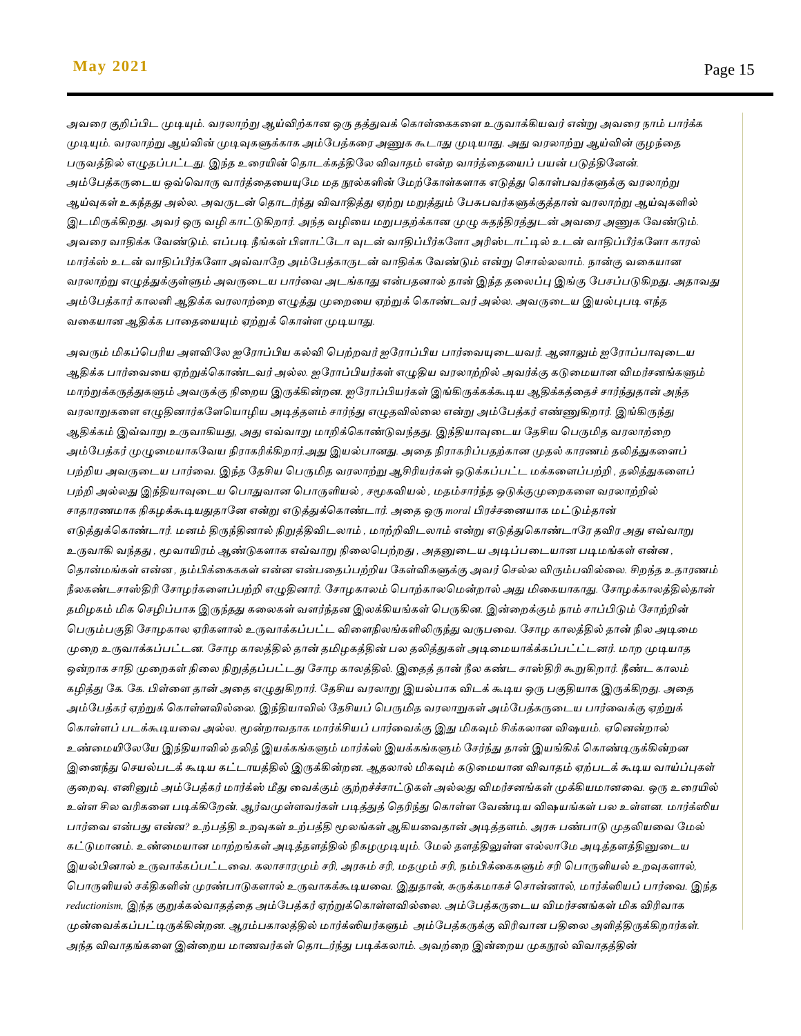அவரை குறிப்பிட முடியும். வரலாற்று ஆய்விற்கான ஒரு தத்துவக் கொள்கைகளை உருவாக்கியவர் என்று அவரை நாம் பார்க்க முடியும். வரலாற்று ஆய்வின் முடிவுகளுக்காக அம்பேத்கரை அணுக கூடாது முடியாது. அது வரலாற்று ஆய்வின் குழந்தை பருவத்தில் எழுதப்பட்டது. இந்த உரையின் தொடக்கத்திலே விவாதம் என்ற வார்த்தையைப் பயன் படுத்தினேன். அம்பேத்கருடைய ஒவ்வொரு வார்த்தையையுமே மத நூல்களின் மேற்கோள்களாக எடுத்து கொள்பவர்களுக்கு வரலாற்று ஆய்வுகள் உகந்தது அல்ல. அவருடன் தொடர்ந்து விவாதித்து ஏற்று மறுத்தும் பேசுபவர்களுக்குத்தான் வரலாற்று ஆய்வுகளில் இடமிருக்கிறது. அவர் ஒரு வழி காட்டுகிறார். அந்த வழியை மறுபதற்க்கான முழு சுதந்திரத்துடன் அவரை அணுக வேண்டும். அவரை வாதிக்க வேண்டும். எப்படி நீங்கள் பிளாட்டோ வுடன் வாதிப்பீர்களோ அரிஸ்டாட்டில் உடன் வாதிப்பீர்களோ காரல் மார்க்ஸ் உடன் வாதிப்பீர்களோ அவ்வாறே அம்பேத்காருடன் வாதிக்க வேண்டும் என்று சொல்லலாம். நான்கு வகையான வரலாற்று எழுத்துக்குள்ளும் அவருடைய பார்வை அடங்காது என்பதனால் தான் இந்த தலைப்பு இங்கு பேசப்படுகிறது. அதாவது அம்பேத்கார் காலனி ஆதிக்க வரலாற்றை எழுத்து முறையை ஏற்றுக் கொண்டவர் அல்ல. அவருடைய இயல்புபடி எந்த வகையான ஆதிக்க பாதையையும் ஏற்றுக் கொள்ள முடியாது.

அவரும் மிகப்பெரிய அளவிலே ஐரோப்பிய கல்வி பெற்றவர் ஐரோப்பிய பார்வையுடையவர். ஆனாலும் ஐரோப்பாவுடைய ஆதிக்க பார்வையை ஏற்றுக்கொண்டவர் அல்ல. ஐரோப்பியர்கள் எழுதிய வரலாற்றில் அவர்க்கு கடுமையான விமர்சனங்களும் மாற்றுக்கருத்துகளும் அவருக்கு நிறைய இருக்கின்றன. ஐரோப்பியர்கள் இங்கிருக்கக்கூடிய ஆதிக்கத்தைச் சார்ந்துதான் அந்த வரலாறுகளை எழுதினார்களேயொழிய அடித்தளம் சார்ந்து எழுதவில்லை என்று அம்பேத்கர் எண்ணுகிறார். இங்கிருந்து ஆதிக்கம் இவ்வாறு உருவாகியது, அது எவ்வாறு மாறிக்கொண்டுவந்தது. இந்தியாவுடைய தேசிய பெருமித வரலாற்றை அம்பேத்கர் முழுமையாகவேய நிராகரிக்கிறார்.அது இயல்பானது. அதை நிராகரிப்பதற்கான முதல் காரணம் தலித்துகளைப் பற்றிய அவருடைய பார்வை. இந்த தேசிய பெருமித வரலாற்று ஆசிரியர்கள் ஒடுக்கப்பட்ட மக்களைப்பற்றி , தலித்துகளைப் பற்றி அல்லது இந்தியாவுடைய பொதுவான பொருளியல் , சமூகவியல் , மதம்சார்ந்த ஒடுக்குமுறைகளை வரலாற்றில் சாதாரணமாக நிகழக்கூடியதுதானே என்று எடுத்துக்கொண்டார். அதை ஒரு moral பிரச்சனையாக மட்டும்தான் எடுத்துக்கொண்டார். மனம் திருந்தினால் நிறுத்திவிடலாம் , மாற்றிவிடலாம் என்று எடுத்துகொண்டாரே தவிர அது எவ்வாறு உருவாகி வந்தது , மூவாயிரம் ஆண்டுகளாக எவ்வாறு நிலைபெற்றது , அதனுடைய அடிப்படையான படிமங்கள் என்ன , தொன்மங்கள் என்ன , நம்பிக்கைககள் என்ன என்பதைப்பற்றிய கேள்விகளுக்கு அவர் செல்ல விரும்பவில்லை. சிறந்த உதாரணம் நீலகண்டசாஸ்திரி சோழர்களைப்பற்றி எழுதினார். சோழகாலம் பொற்காலமென்றால் அது மிகையாகாது. சோழக்காலத்தில்தான் தமிழகம் மிக செழிப்பாக இருந்தது கலைகள் வளர்ந்தன இலக்கியங்கள் பெருகின. இன்றைக்கும் நாம் சாப்பிடும் சோற்றின் பெரும்பகுதி சோழகால ஏரிகளால் உருவாக்கப்பட்ட விளைநிலங்களிலிருந்து வருபவை. சோழ காலத்தில் தான் நில அடிமை முறை உருவாக்கப்பட்டன. சோழ காலத்தில் தான் தமிழகத்தின் பல தலித்துகள் அடிமையாக்கப்பட்டனர். மாற முடியாத ஒன்றாக சாதி முறைகள் நிலை நிறுத்தப்பட்டது சோழ காலத்தில். இதைத் தான் நீல கண்ட சாஸ்திரி கூறுகிறார். நீண்ட காலம் கழித்து கே. கே. பிள்ளை தான் அதை எழுதுகிறார். தேசிய வரலாறு இயல்பாக விடக் கூடிய ஒரு பகுதியாக இருக்கிறது. அதை அம்பேத்கர் ஏற்றுக் கொள்ளவில்லை. இந்தியாவில் தேசியப் பெருமித வரலாறுகள் அம்பேத்கருடைய பார்வைக்கு ஏற்றுக் கொள்ளப் படக்கூடியவை அல்ல. மூன்றாவதாக மார்க்சியப் பார்வைக்கு இது மிகவும் சிக்கலான விஷயம். ஏனென்றால் உண்மையிலேயே இந்தியாவில் தலித் இயக்கங்களும் மார்க்ஸ் இயக்கங்களும் சேர்ந்து தான் இயங்கிக் கொண்டிருக்கின்றன இனைந்து செயல்படக் கூடிய கட்டாயத்தில் இருக்கின்றன. ஆதலால் மிகவும் கடுமையான விவாதம் ஏற்படக் கூடிய வாய்ப்புகள் குறைவு. எனினும் அம்பேத்கர் மார்க்ஸ் மீது வைக்கும் குற்றச்ச்சாட்டுகள் அல்லது விமர்சனங்கள் முக்கியமானவை. ஒரு உரையில் உள்ள சில வரிகளை படிக்கிறேன். ஆர்வமுள்ளவர்கள் படித்துத் தெரிந்து கொள்ள வேண்டிய விஷயங்கள் பல உள்ளன. மார்க்ஸிய பார்வை என்பது என்ன? உற்பத்தி உறவுகள் உற்பத்தி மூலங்கள் ஆகியவைதான் அடித்தளம். அரசு பண்பாடு முதலியவை மேல் கட்டுமானம். உண்மையான மாற்றங்கள் அடித்தளத்தில் நிகழமுடியும். மேல் தளத்திலுள்ள எல்லாமே அடித்தளத்தினுடைய இயல்பினால் உருவாக்கப்பட்டவை. கலாசாரமும் சரி, அரசும் சரி, மதமும் சரி, நம்பிக்கைகளும் சரி பொருளியல் உறவுகளால், பொருளியல் சக்திகளின் முரண்பாடுகளால் உருவாகக்கூடியவை. இதுதான், சுருக்கமாகச் சொன்னால், மார்க்ஸியப் பார்வை. இந்த reductionism, இந்த குறுக்கல்வாதத்தை அம்பேத்கர் ஏற்றுக்கொள்ளவில்லை. அம்பேத்கருடைய விமர்சனங்கள் மிக விரிவாக முன்வைக்கப்பட்டிருக்கின்றன. ஆரம்பகாலத்தில் மார்க்ஸியர்களும் அம்பேத்கருக்கு விரிவான பதிலை அளித்திருக்கிறார்கள். அந்த விவாதங்களை இன்றைய மாணவர்கள் தொடர்ந்து படிக்கலாம். அவற்றை இன்றைய முகநூல் விவாதத்தின்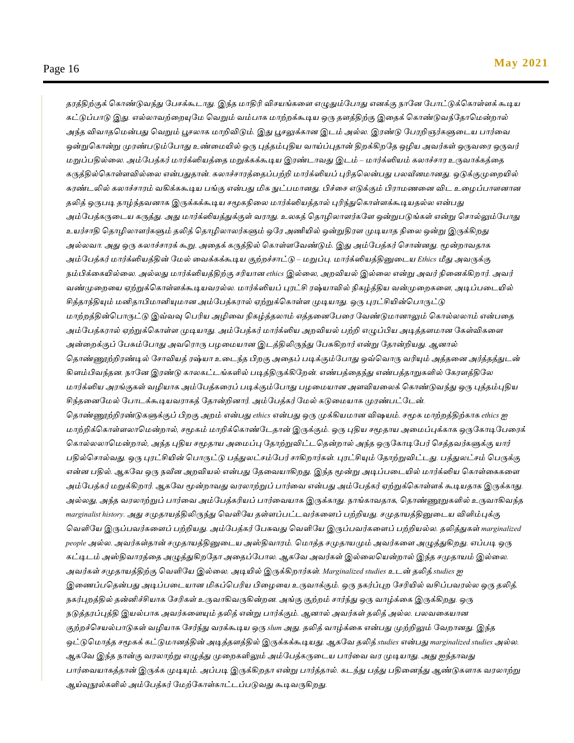*தரத்திற்குக் கொண்டுவந்து பேசக்கூடாது. இந்த மாதிரி விசயங்களை எழுதும்போது எனக்கு நானே போட்டுக்கொள்ளக் கூடிய கட்டுப்பாடு இது. எல்லாவற்றையுமே வெறும் வம்பாக மாற்றக்கூடிய ஒரு தளத்திற்கு இதைக் கொண்டுவந்தோமென்றால் அந்த விவாதமென்பது வெறும் பூசலாக மாறிவிடும். இது பூசலுக்கான இடம் அல்ல. இரண்டு பேரறிஞர்களுடைய பார்வை ஒன்றுகொன்று முரண்படும்போது உண்மையில் ஒரு புத்தம்புதிய வாய்ப்புதான் திறக்கிறதே ஒழிய அவர்கள் ஒருவரை ஒருவர் மறுப்பதில்லை. அம்பேத்கர் மார்க்ஸியத்தை மறுக்கக்கூடிய இரண்டாவது இடம் – மார்க்ஸியம் கலாச்சார உருவாக்கத்தை கருத்தில்கொள்ளவில்லை என்பதுதான். கலாச்சாரத்தைப்பற்றி மார்க்ஸியப் புரிதலென்பது பலவீனமானது. ஒடுக்குமுறையில் சுரண்டலில் கலாச்சாரம் வகிக்கக்கூடிய பங்கு என்பது மிக நுட்பமானது. பிச்சை எடுக்கும் பிராமணனை விட உழைப்பாளனான தலித் ஒருபடி தாழ்ந்தவனாக இருக்கக்கூடிய சமூகநிலை மார்க்ஸியத்தால் புரிந்துகொள்ளக்கூடியதல்ல என்பது அம்பேத்கருடைய கருத்து. அது மார்க்ஸியத்துக்குள் வராது. உலகத் தொழிலாளர்களே ஒன்றுபடுங்கள் என்று சொல்லும்போது உயர்சாதி தொழிலாளர்களும் தலித் தொழிலாலர்களும் ஒரே அணியில் ஒன்றுதிரள முடியாத நிலை ஒன்று இருக்கிறது அல்லவா. அது ஒரு கலாச்சாரக் கூறு. அதைக் கருத்தில் கொள்ளவேண்டும். இது அம்பேத்கர் சொன்னது. மூன்றாவதாக அம்பேத்கர் மார்க்ஸியத்தின் மேல் வைக்கக்கூடிய குற்றச்சாட்டு – மறுப்பு. மார்க்ஸியத்தினுடைய Ethics மீது அவருக்கு நம்பிக்கையில்லை. அல்லது மார்க்ஸியத்திற்கு சரியான ethics இல்லை, அறவியல் இல்லை என்று அவர் நினைக்கிறார். அவர் வன்முறையை ஏற்றுக்கொள்ளக்கூடியவரல்ல. மார்க்ஸியப் புரட்சி ரஷ்யாவில் நிகழ்த்திய வன்முறைகளை, அடிப்படையில் சித்தாந்தியும் மனிதாபிமானியுமான அம்பேத்கரால் ஏற்றுக்கொள்ள முடியாது. ஒரு புரட்சியின்பொருட்டு மாற்றத்தின்பொருட்டு இவ்வவு பெரிய அழிவை நிகழ்த்தலாம் எத்தனைபேரை வேண்டுமானாலும் கொல்லலாம் என்பதை அம்பேத்கரால் ஏற்றுக்கொள்ள முடியாது. அம்பேத்கர் மார்க்ஸிய அறவியல் பற்றி எழுப்பிய அடித்தளமான கேள்விகளை அன்றைக்குப் பேசும்போது அவரொரு பழமையான இடத்திலிருந்து பேசுகிறார் என்று தோன்றியது. ஆனால் தொண்ணூற்றிரண்டில் சோவியத் ரஷ்யா உடைந்த பிறகு அதைப் படிக்கும்போது ஒவ்வொரு வரியும் அத்தனை அர்த்தத்துடன் கிளம்பிவந்தன. நானே இரண்டு காலகட்டங்களில் படித்திருக்கிறேன். எண்பத்தைந்து எண்பத்தாறுகளில் கேரளத்திலே மார்க்ஸிய அரங்குகள் வழியாக அம்பேத்கரைப் படிக்கும்போது பழமையான அளவியலைக் கொண்டுவந்து ஒரு புத்தம்புதிய சிந்தனைமேல் போடக்கூடியவராகத் தோன்றினார். அம்பேத்கர் மேல் கடுமையாக முரண்பட்டேன்.*

*தொண்ணூற்றிரண்டுகளுக்குப் பிறகு அறம் என்பது ethics என்பது ஒரு முக்கியமான விஷயம். சமூக மாற்றத்திற்காக ethics ஐ மாற்றிக்கொள்ளலாமென்றால், சமூகம் மாறிக்கொண்டேதான் இருக்கும். ஒரு புதிய சமூதாய அமைப்புக்காக ஒருகோடிபேரைக் கொல்லலாமென்றால், அந்த புதிய சமூதாய அமைப்பு தோற்றுவிட்டதென்றால் அந்த ஒருகோடிபேர் செத்தவர்களுக்கு யார் பதில்சொல்வது. ஒரு புரட்சியின் பொருட்டு பத்துலட்சம்பேர் சாகிறார்கள். புரட்சியும் தோற்றுவிட்டது. பத்துலட்சம் பெருக்கு என்ன பதில். ஆகவே ஒரு நவீன அறவியல் என்பது தேவையாகிறது. இந்த மூன்று அடிப்படையில் மார்க்ஸிய கொள்கைகளை அம்பேத்கர் மறுக்கிறார். ஆகவே மூன்றாவது வரலாற்றுப் பார்வை என்பது அம்பேத்கர் ஏற்றுக்கொள்ளக் கூடியதாக இருக்காது. அல்லது, அந்த வரலாற்றுப் பார்வை அம்பேத்கரியப் பார்வையாக இருக்காது. நாங்காவதாக, தொண்ணூறுகளில் உருவாகிவந்த marginalist history. அது சமுதாயத்திலிருந்து வெளியே தள்ளப்பட்டவர்களைப் பற்றியது. சமுதாயத்தினுடைய விளிம்புக்கு வெளியே இருப்பவர்களைப் பற்றியது. அம்பேத்கர் பேசுவது வெளியே இருப்பவர்களைப் பற்றியல்ல. தலித்துகள் marginalized people அல்ல. அவர்கள்தான் சமுதாயத்தினுடைய அஸ்திவாரம். மொத்த சமுதாயமும் அவர்களை அழுத்துகிறது. எப்படி ஒரு கட்டிடம் அஸ்திவாரத்தை அழுத்துகிறதோ அதைப்போல. ஆகவே அவர்கள் இல்லையென்றால் இந்த சமுதாயம் இல்லை. அவர்கள் சமுதாயத்திற்கு வெளியே இல்லை. அடியில் இருக்கிறார்கள். Marginalized studies உடன் தலித் studies ஐ இணைப்பதென்பது அடிப்படையான மிகப்பெரிய பிழையை உருவாக்கும். ஒரு நகர்ப்புற சேரியில் வசிப்பவரல்ல ஒரு தலித். நகர்புறத்தில் தன்னிச்சியாக சேரிகள் உருவாகிவருகின்றன. அங்கு குற்றம் சார்ந்து ஒரு வாழ்க்கை இருக்கிறது. ஒரு நடுத்தரப்புத்தி இயல்பாக அவர்களையும் தலித் என்று பார்க்கும். ஆனால் அவர்கள் தலித் அல்ல. பலவகையான குற்றச்செயல்பாடுகள் வழியாக சேர்ந்து வரக்கூடிய ஒரு slum அது. தலித் வாழ்க்கை என்பது முற்றிலும் வேறானது. இந்த ஒட்டுமொத்த சமூகக் கட்டுமானத்தின் அடித்தளத்தில் இருக்கக்கூடியது. ஆகவே தலித் studies என்பது marginalized studies அல்ல. ஆகவே இந்த நான்கு வரலாற்று எழுத்து முறைகளிலும் அம்பேத்கருடைய பார்வை வர முடியாது. அது ஐந்தாவது பார்வையாகத்தான் இருக்க முடியும். அப்படி இருக்கிறதா என்று பார்த்தால். கடந்து பத்து பதினைந்து ஆண்டுகளாக வரலாற்று ஆய்வுநூல்களில் அம்பேத்கர் மேற்கோள்காட்டப்படுவது கூடிவருகிறது.*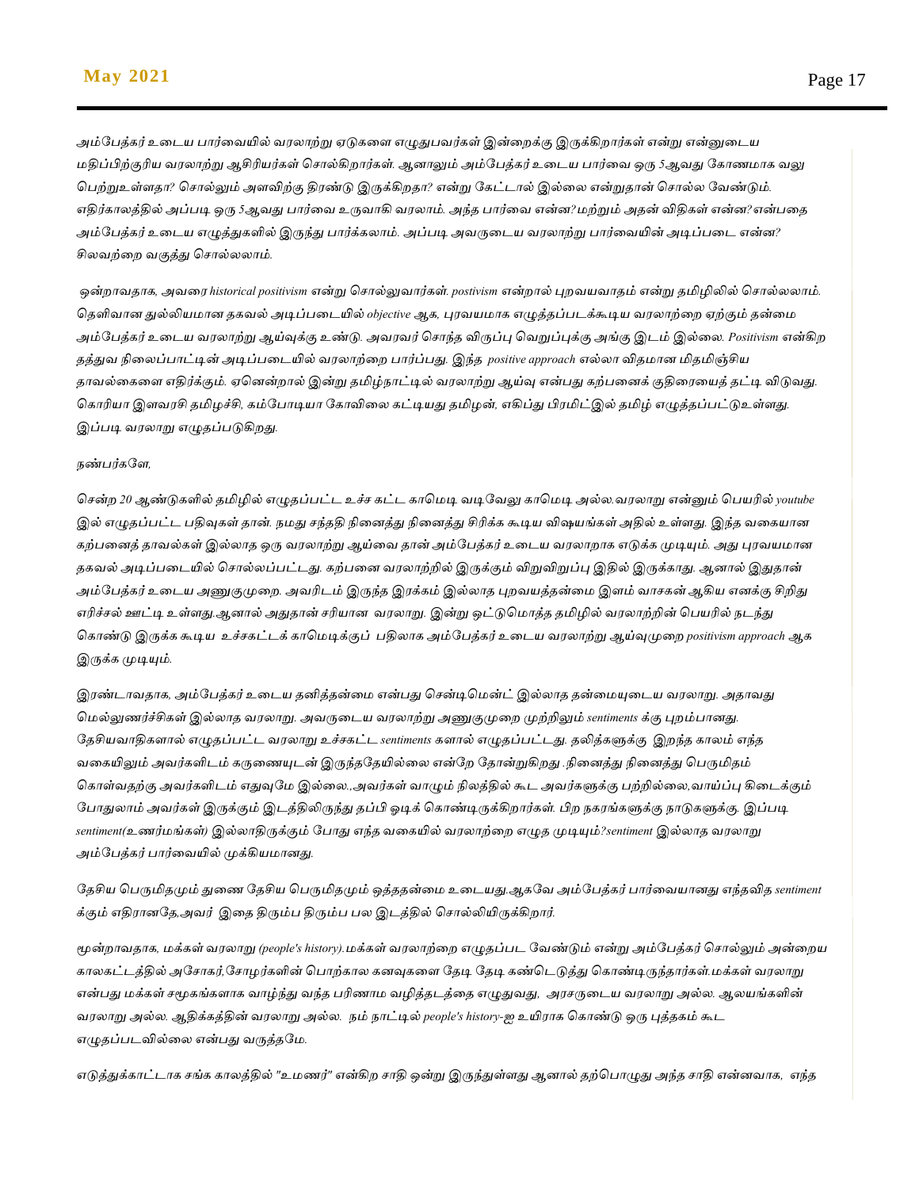அம்பேத்கர் உடைய பார்வையில் வரலாற்று ஏடுகளை எழுதுபவர்கள் இன்றைக்கு இருக்கிறார்கள் என்று என்னுடைய மதிப்பிற்குரிய வரலாற்று ஆசிரியர்கள் சொல்கிறார்கள். ஆனாலும் அம்பேத்கர் உடைய பார்வை ஒரு 5ஆவது கோணமாக வலு பெற்றுஉள்ளதா? சொல்லும் அளவிற்கு திரண்டு இருக்கிறதா? என்று கேட்டால் இல்லை என்றுதான் சொல்ல வேண்டும். எதிர்காலத்தில் அப்படி ஒரு 5ஆவது பார்வை உருவாகி வரலாம். அந்த பார்வை என்ன?மற்றும் அதன் விதிகள் என்ன?என்பதை அம்பேத்கர் உடைய எழுத்துகளில் இருந்து பார்க்கலாம். அப்படி அவருடைய வரலாற்று பார்வையின் அடிப்படை என்ன? சிலவற்றை வகுத்து சொல்லலாம்.

ஒன்றாவதாக, அவரை historical positivism என்று சொல்லுவார்கள். postivism என்றால் புறவயவாதம் என்று தமிழிலில் சொல்லலாம். தெளிவான துல்லியமான தகவல் அடிப்படையில் objective ஆக, புரவயமாக எழுத்தப்படக்கூடிய வரலாற்றை ஏற்கும் தன்மை அம்பேத்கர் உடைய வரலாற்று ஆய்வுக்கு உண்டு. அவரவர் சொந்த விருப்பு வெறுப்புக்கு அங்கு இடம் இல்லை. Positivism என்கிற தத்துவ நிலைப்பாட்டின் அடிப்படையில் வரலாற்றை பார்ப்பது. இந்த positive approach எல்லா விதமான மிதமிஞ்சிய தாவல்கைளை எதிர்க்கும். ஏனென்றால் இன்று தமிழ்நாட்டில் வரலாற்று ஆய்வு என்பது கற்பனைக் குதிரையைத் தட்டி விடுவது. கொரியா இளவரசி தமிழச்சி, கம்போடியா கோவிலை கட்டியது தமிழன், எகிப்து பிரமிட்இல் தமிழ் எழுத்தப்பட்டுஉள்ளது. இப்படி வரலாறு எழுதப்படுகிறது.

நண்பர்களே,

சென்ற 20 ஆண்டுகளில் தமிழில் எழுதப்பட்ட உச்ச கட்ட காமெடி வடிவேலு காமெடி அல்ல.வரலாறு என்னும் பெயரில் youtube இல் எழுதப்பட்ட பதிவுகள் தான். நமது சந்ததி நினைத்து நினைத்து சிரிக்க கூடிய விஷயங்கள் அதில் உள்ளது. இந்த வகையான கற்பனைத் தாவல்கள் இல்லாத ஒரு வரலாற்று ஆய்வை தான் அம்பேத்கர் உடைய வரலாறாக எடுக்க முடியும். அது புரவயமான தகவல் அடிப்படையில் சொல்லப்பட்டது. கற்பனை வரலாற்றில் இருக்கும் விறுவிறுப்பு இதில் இருக்காது. ஆனால் இதுதான் அம்பேத்கர் உடைய அணுகுமுறை. அவரிடம் இருந்த இரக்கம் இல்லாத புறவயத்தன்மை இளம் வாசகன் ஆகிய எனக்கு சிறிது எரிச்சல் ஊட்டி உள்ளது.ஆனால் அதுதான் சரியான வரலாறு. இன்று ஒட்டுமொத்த தமிழில் வரலாற்றின் பெயரில் நடந்து கொண்டு இருக்க கூடிய உச்சகட்டக் காமெடிக்குப் பதிலாக அம்பேத்கர் உடைய வரலாற்று ஆய்வுமுறை positivism approach ஆக இருக்க முடியும்.

இரண்டாவதாக, அம்பேத்கர் உடைய தனித்தன்மை என்பது செண்டிமென்ட் இல்லாத தன்மையுடைய வரலாறு. அதாவது மெல்லுணர்ச்சிகள் இல்லாத வரலாறு. அவருடைய வரலாற்று அணுகுமுறை முற்றிலும் sentiments க்கு புறம்பானது. தேசியவாதிகளால் எழுதப்பட்ட வரலாறு உச்சகட்ட sentiments களால் எழுதப்பட்டது. தலித்களுக்கு இறந்த காலம் எந்த வகையிலும் அவர்களிடம் கருணையுடன் இருந்ததேயில்லை என்றே தோன்றுகிறது .நினைத்து நினைத்து பெருமிதம் கொள்வதற்கு அவர்களிடம் எதுவுமே இல்லை.,அவர்கள் வாழும் நிலத்தில் கூட அவர்களுக்கு பற்றில்லை,வாய்ப்பு கிடைக்கும் போதுலாம் அவர்கள் இருக்கும் இடத்திலிருந்து தப்பி ஓடிக் கொண்டிருக்கிறார்கள். பிற நகரங்களுக்கு நாடுகளுக்கு. இப்படி sentiment(உணர்மங்கள்) இல்லாதிருக்கும் போது எந்த வகையில் வரலாற்றை எழுத முடியும்?sentiment இல்லாத வரலாறு அம்பேத்கர் பார்வையில் முக்கியமானது.

தேசிய பெருமிதமும் துணை தேசிய பெருமிதமும் ஒத்ததன்மை உடையது.ஆகவே அம்பேத்கர் பார்வையானது எந்தவித sentiment க்கும் எதிரானதே,அவர் இதை திரும்ப திரும்ப பல இடத்தில் சொல்லியிருக்கிறார்.

மூன்றாவதாக, மக்கள் வரலாறு (people's history).மக்கள் வரலாற்றை எழுதப்பட வேண்டும் என்று அம்பேத்கர் சொல்லும் அன்றைய காலகட்டத்தில் அசோகர்,சோழர்களின் பொற்கால கனவுகளை தேடி தேடி கண்டெடுத்து கொண்டிருந்தார்கள்.மக்கள் வரலாறு என்பது மக்கள் சமூகங்களாக வாழ்ந்து வந்த பரிணாம வழித்தடத்தை எழுதுவது, அரசருடைய வரலாறு அல்ல. ஆலயங்களின் வரலாறு அல்ல. ஆதிக்கத்தின் வரலாறு அல்ல. நம் நாட்டில் people's history-ஐ உயிராக கொண்டு ஒரு புத்தகம் கூட எழுதப்படவில்லை என்பது வருத்தமே.

எடுத்துக்காட்டாக சங்க காலத்தில் "உமணர்" என்கிற சாதி ஒன்று இருந்துள்ளது ஆனால் தற்பொழுது அந்த சாதி என்னவாக, எந்த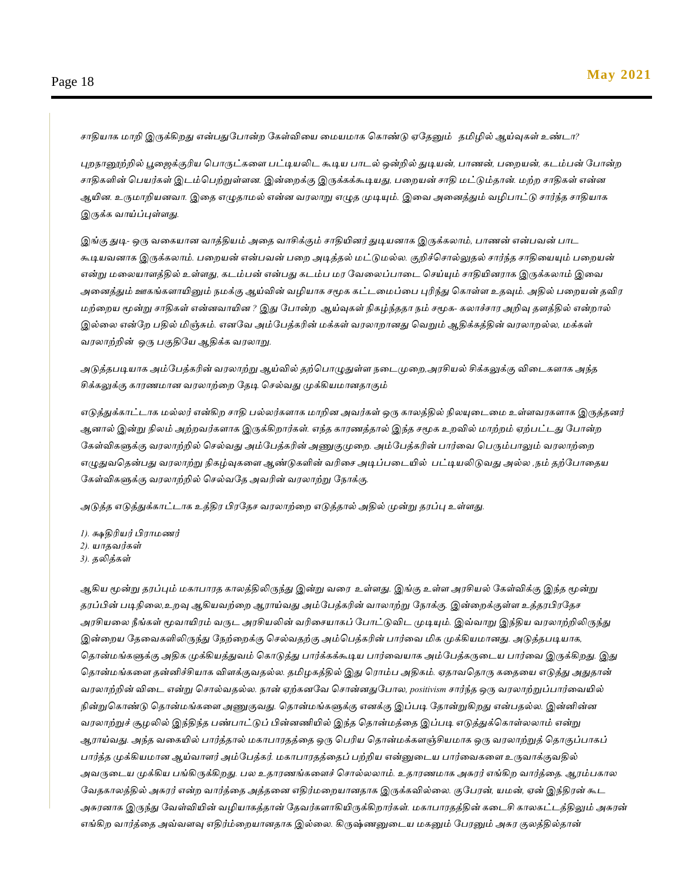*சாதியாக மாறி இருக்கிறது என்பதுபோன்ற கேள்வியை மையமாக கொண்டு ஏதேனும்  தமிழில் ஆய்வுகள் உண்டா?*

*புறநானூற்றில் பூஜைக்குரிய பொருட்களை பட்டியலிட கூடிய பாடல் ஒன்றில் துடியன், பாணன், பறையன், கடம்பன் போன்ற சாதிகளின் பெயர்கள் இடம்பெற்றுள்ளன. இன்றைக்கு இருக்கக்கூடியது, பறையன் சாதி மட்டும்தான். மற்ற சாதிகள் என்ன ஆயின. உருமாறியனவா. இதை எழுதாமல் என்ன வரலாறு எழுத முடியும். இவை அனைத்தும் வழிபாட்டு சார்ந்த சாதியாக இருக்க வாய்ப்புள்ளது.*

*இங்கு துடி- ஒரு வகையான வாத்தியம் அதை வாசிக்கும் சாதியினர் துடியனாக இருக்கலாம், பாணன் என்பவன் பாட கூடியவனாக இருக்கலாம். பறையன் என்பவன் பறை அடித்தல் மட்டுமல்ல. குறிச்சொல்லுதல் சார்ந்த சாதியையும் பறையன் என்று மலையாளத்தில் உள்ளது, கடம்பன் என்பது கடம்ப மர வேலைப்பாடை செய்யும் சாதியினராக இருக்கலாம் இவை அனைத்தும் ஊகங்களாயினும் நமக்கு ஆய்வின் வழியாக சமூக கட்டமைப்பை புரிந்து கொள்ள உதவும். அதில் பறையன் தவிர மற்றைய மூன்று சாதிகள் என்னவாயின ? இது போன்ற  ஆய்வுகள் நிகழ்ந்ததா நம் சமூக- கலாச்சார அறிவு தளத்தில் என்றால் இல்லை என்றே பதில் மிஞ்சும். எனவே அம்பேத்கரின் மக்கள் வரலாறானது வெறும் ஆதிக்கத்தின் வரலாறல்ல, மக்கள் வரலாற்றின்  ஒரு பகுதியே ஆதிக்க வரலாறு.*

*அடுத்தபடியாக அம்பேத்கரின் வரலாற்று ஆய்வில் தற்பொழுதுள்ள நடைமுறை,அரசியல் சிக்கலுக்கு விடைகளாக அந்த சிக்கலுக்கு காரணமான வரலாற்றை தேடி செல்வது முக்கியமானதாகும்*

*எடுத்துக்காட்டாக மல்லர் என்கிற சாதி பல்லர்களாக மாறின அவர்கள் ஒரு காலத்தில் நிலவுடைமை உள்ளவர்களாக இருந்தனர் ஆனால் இன்று நிலம் அற்றவர்களாக இருக்கிறார்கள். எந்த காரணத்தால் இந்த சமூக உறவில் மாற்றம் ஏற்பட்டது போன்ற கேள்விகளுக்கு வரலாற்றில் செல்வது அம்பேத்கரின் அணுகுமுறை. அம்பேத்கரின் பார்வை பெரும்பாலும் வரலாற்றை எழுதுவதென்பது வரலாற்று நிகழ்வுகளை ஆண்டுகளின் வரிசை அடிப்படையில்  பட்டியலிடுவது அல்ல ,நம் தற்போதைய கேள்விகளுக்கு வரலாற்றில் செல்வதே அவரின் வரலாற்று நோக்கு.*

*அடுத்த எடுத்துக்காட்டாக உத்திர பிரதேச வரலாற்றை எடுத்தால் அதில் முன்று தரப்பு உள்ளது.*

*1). க்ஷதிரியர் பிராமணர்*
*2). யாதவர்கள்*
*3). தலித்கள்*

*ஆகிய மூன்று தரப்பும் மகாபாரத காலத்திலிருந்து இன்று வரை உள்ளது. இங்கு உள்ள அரசியல் கேள்விக்கு இந்த மூன்று தரப்பின் படிநிலை,உறவு ஆகியவற்றை ஆராய்வது அம்பேத்கரின் வாலாற்று நோக்கு. இன்றைக்குள்ள உத்தரபிரதேச அரசியலை நீங்கள் மூவாயிரம் வருட அரசியலின் வரிசையாகப் போட்டுவிட முடியும். இவ்வாறு இந்திய வரலாற்றிலிருந்து இன்றைய தேவைகளிலிருந்து நேற்றைக்கு செல்வதற்கு அம்பெத்கரின் பார்வை மிக முக்கியமானது. அடுத்தபடியாக, தொன்மங்களுக்கு அதிக முக்கியத்துவம் கொடுத்து பார்க்கக்கூடிய பார்வையாக அம்பேத்கருடைய பார்வை இருக்கிறது. இது தொன்மங்களை தன்னிச்சியாக விளக்குவதல்ல. தமிழகத்தில் இது ரொம்ப அதிகம். ஏதாவதொரு கதையை எடுத்து அதுதான் வரலாற்றின் விடை என்று சொல்வதல்ல. நான் ஏற்கனவே சொன்னதுபோல, positivism சார்ந்த ஒரு வரலாற்றுப்பார்வையில் நின்றுகொண்டு தொன்மங்களை அணுகுவது. தொன்மங்களுக்கு எனக்கு இப்படி தோன்றுகிறது என்பதல்ல. இன்னின்ன வரலாற்றுச் சூழலில் இந்தந்த பண்பாட்டுப் பின்னணியில் இந்த தொன்மத்தை இப்படி எடுத்துக்கொள்ளலாம் என்று ஆராய்வது. அந்த வகையில் பார்த்தால் மகாபாரதத்தை ஒரு பெரிய தொன்மக்களஞ்சியமாக ஒரு வரலாற்றுத் தொகுப்பாகப் பார்த்த முக்கியமான ஆய்வாளர் அம்பேத்கர். மகாபாரதத்தைப் பற்றிய என்னுடைய பார்வைகளை உருவாக்குவதில் அவருடைய முக்கிய பங்கிருக்கிறது. பல உதாரணங்களைச் சொல்லலாம். உதாரணமாக அசுரர் எங்கிற வார்த்தை. ஆரம்பகால வேதகாலத்தில் அசுரர் என்ற வார்த்தை அத்தனை எதிர்மறையானதாக இருக்கவில்லை. குபேரன், யமன், ஏன் இந்திரன் கூட அசுரனாக இருந்து வேள்வியின் வழியாகத்தான் தேவர்களாகியிருக்கிறார்கள். மகாபாரதத்தின் கடைசி காலகட்டத்திலும் அசுரன் எங்கிற வார்த்தை அவ்வளவு எதிர்ம்றையானதாக இல்லை. கிருஷ்ணனுடைய மகனும் பேரனும் அசுர குலத்தில்தான்*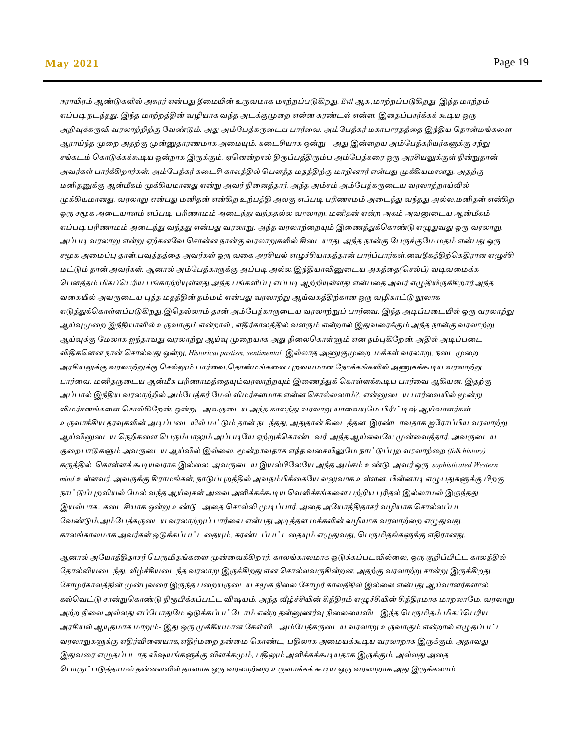ஈராயிரம் ஆண்டுகளில் அசுரர் என்பது தீமையின் உருவமாக மாற்றப்படுகிறது. *Evil* ஆக ,மாற்றப்படுகிறது. இந்த மாற்றம் எப்படி நடந்தது. இந்த மாற்றத்தின் வழியாக வந்த அடக்குமுறை என்ன சுரண்டல் என்ன. இதைப்பார்க்கக் கூடிய ஒரு அறிவுக்கருவி வரலாற்றிற்கு வேண்டும். அது அம்பேத்கருடைய பார்வை. அம்பேத்கர் மகாபாரதத்தை இந்திய தொன்மங்களை ஆராய்ந்த முறை அதற்கு முன்னுதாரணமாக அமையும். கடைசியாக ஒன்று – அது இன்றைய அம்பேத்கரியர்களுக்கு சற்று சங்கடம் கொடுக்கக்கூடிய ஒன்றாக இருக்கும். ஏனென்றால் திருப்பத்திரும்ப அம்பேத்கரை ஒரு அரசியலுக்குள் நின்றுதான் அவர்கள் பார்க்கிறார்கள். அம்பேத்கர் கடைசி காலத்தில் பௌத்த மதத்திற்கு மாறினார் என்பது முக்கியமானது. அதற்கு மனிதனுக்கு ஆன்மீகம் முக்கியமானது என்று அவர் நினைத்தார். அந்த அம்சம் அம்பேத்கருடைய வரலாற்றாய்வில் முக்கியமானது. வரலாறு என்பது மனிதன் என்கிற உற்பத்தி அலகு எப்படி பரிணாமம் அடைந்து வந்தது அல்ல.மனிதன் என்கிற ஒரு சமூக அடையாளம் எப்படி பரிணாமம் அடைந்து வந்ததல்ல வரலாறு. மனிதன் என்ற அகம் அவனுடைய ஆன்மீகம் எப்படி பரிணாமம் அடைந்து வந்தது என்பது வரலாறு. அந்த வரலாற்றையும் இணைத்துக்கொண்டு எழுதுவது ஒரு வரலாறு. அப்படி வரலாறு என்று ஏற்கனவே சொன்ன நான்கு வரலாறுகளில் கிடையாது. அந்த நான்கு பேருக்குமே மதம் என்பது ஒரு சமூக அமைப்பு தான்.பவுத்தத்தை அவர்கள் ஒரு வகை அரசியல் எழுச்சியாகத்தான் பார்ப்பார்கள்.வைதீகத்திற்கெதிரான எழுச்சி மட்டும் தான் அவர்கள். ஆனால் அம்பேத்காருக்கு அப்படி அல்ல.இந்தியாவினுடைய அகத்தை(செல்ப்) வடிவமைக்க பௌத்தம் மிகப்பெரிய பங்காற்றியுள்ளது.அந்த பங்களிப்பு எப்படி ஆற்றியுள்ளது என்பதை அவர் எழுதியிருக்கிறார்.அந்த வகையில் அவருடைய புத்த மதத்தின் தம்மம் என்பது வரலாற்று ஆய்வகத்திற்கான ஒரு வழிகாட்டு நூலாக எடுத்துக்கொள்ளப்படுகிறது.இதெல்லாம் தான் அம்பேத்காருடைய வரலாற்றுப் பார்வை. இந்த அடிப்படையில் ஒரு வரலாற்று ஆய்வுமுறை இந்தியாவில் உருவாகும் என்றால் , எதிர்காலத்தில் வளரும் என்றால் இதுவரைக்கும் அந்த நான்கு வரலாற்று ஆய்வுக்கு மேலாக ஐந்தாவது வரலாற்று ஆய்வு முறையாக அது நிலைகொள்ளும் என நம்புகிறேன். அதில் அடிப்படை விதிகளென நான் சொல்வது ஒன்று, *Historical pastism, sentimental* இல்லாத அணுகுமுறை, மக்கள் வரலாறு, நடைமுறை அரசியலுக்கு வரலாற்றுக்கு செல்லும் பார்வை,தொன்மங்களை புறவயமான நோக்கங்களில் அணுகக்கூடிய வரலாற்று பார்வை. மனிதருடைய ஆன்மீக பரிணாமத்தையும்வரலாற்றயும் இணைத்துக் கொள்ளக்கூடிய பார்வை ஆகியன. இதற்கு அப்பால் இந்திய வரலாற்றில் அம்பேத்கர் மேல் விமர்சனமாக என்ன சொல்லலாம்?. என்னுடைய பார்வையில் மூன்று விமர்சனங்களை சொல்கிறேன். ஒன்று - அவருடைய அந்த காலத்து வரலாறு யாவையுமே பிரிட்டிஷ் ஆய்வாளர்கள் உருவாக்கிய தரவுகளின் அடிப்படையில் மட்டும் தான் நடந்தது, அதுதான் கிடைத்தன. இரண்டாவதாக ஐரோப்பிய வரலாற்று ஆய்வினுடைய நெறிகளை பெரும்பாலும் அப்படியே ஏற்றுக்கொண்டவர். அந்த ஆய்வையே முன்வைத்தார். அவருடைய குறைபாடுகளும் அவருடைய ஆய்வில் இல்லை. மூன்றாவதாக எந்த வகையிலுமே நாட்டுப்புற வரலாற்றை *(folk history)* கருத்தில் கொள்ளக் கூடியவராக இல்லை. அவருடைய இயல்பிலேயே அந்த அம்சம் உண்டு. அவர் ஒரு *sophisticated Western mind* உள்ளவர். அவருக்கு கிராமங்கள், நாடுப்புறத்தில் அவநம்பிக்கையே வலுவாக உள்ளன. பின்னாடி எழுபதுகளுக்கு பிறகு நாட்டுப்புறவியல் மேல் வந்த ஆய்வுகள் அவை அளிக்கக்கூடிய வெளிச்சங்களை பற்றிய புரிதல் இல்லாமல் இருந்தது இயல்பாக.. கடைசியாக ஒன்று உண்டு . அதை சொல்லி முடிப்பார். அதை அயோத்திதாசர் வழியாக சொல்லப்பட வேண்டும்.அம்பேத்கருடைய வரலாற்றுப் பார்வை என்பது அடித்தள மக்களின் வழியாக வரலாற்றை எழுதுவது. காலங்காலமாக அவர்கள் ஒடுக்கப்பட்டதையும், சுரண்டப்பட்டதையும் எழுதுவது, பெருமிதங்களுக்கு எதிரானது.

ஆனால் அயோத்திதாசர் பெருமிதங்களை முன்வைக்கிறார். காலங்காலமாக ஒடுக்கப்படவில்லை, ஒரு குறிப்பிட்ட காலத்தில் தோல்வியடைந்து, வீழ்ச்சியடைந்த வரலாறு இருக்கிறது என சொல்லவருகின்றன. அதற்கு வரலாறு சான்று இருக்கிறது. சோழர்காலத்தின் முன்புவரை இருந்த பறையருடைய சமூக நிலை சோழர் காலத்தில் இல்லை என்பது ஆய்வாளர்களால் கல்வெட்டு சான்றுகொண்டு நிரூபிக்கப்பட்ட விஷயம். அந்த வீழ்ச்சியின் சித்திரம் எழுச்சியின் சித்திரமாக மாறலாமே. வரலாறு அற்ற நிலை அல்லது எப்போதுமே ஒடுக்கப்பட்டோம் என்ற தன்னுணர்வு நிலையைவிட இந்த பெருமிதம் மிகப்பெரிய அரசியல் ஆயுதமாக மாறும்- இது ஒரு முக்கியமான கேள்வி. அம்பேத்கருடைய வரலாறு உருவாகும் என்றால் எழுதப்பட்ட வரலாறுகளுக்கு எதிர்வினையாக,எதிர்மறை தன்மை கொண்ட, பதிலாக அமையக்கூடிய வரலாறாக இருக்கும். அதாவது இதுவரை எழுதப்படாத விஷயங்களுக்கு விளக்கமும், பதிலும் அளிக்கக்கூடியதாக இருக்கும். அல்லது அதை பொருட்படுத்தாமல் தன்னளவில் தானாக ஒரு வரலாற்றை உருவாக்கக் கூடிய ஒரு வரலாறாக அது இருக்கலாம்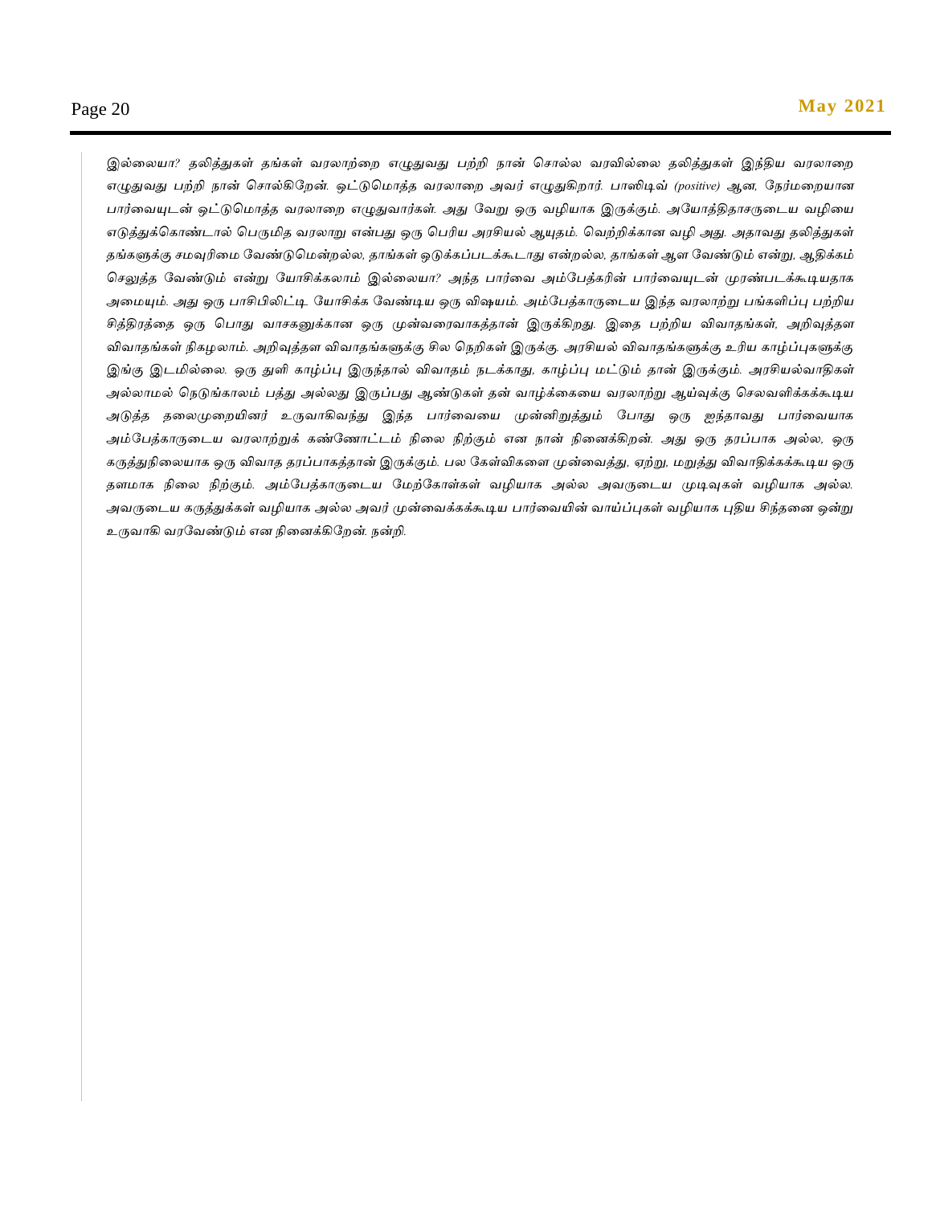*இல்லையா? தலித்துகள் தங்கள் வரலாற்றை எழுதுவது பற்றி நான் சொல்ல வரவில்லை தலித்துகள் இந்திய வரலாறை எழுதுவது பற்றி நான் சொல்கிறேன். ஒட்டுமொத்த வரலாறை அவர் எழுதுகிறார். பாஸிடிவ் (positive) ஆன, நேர்மறையான பார்வையுடன் ஒட்டுமொத்த வரலாறை எழுதுவார்கள். அது வேறு ஒரு வழியாக இருக்கும். அயோத்திதாசருடைய வழியை எடுத்துக்கொண்டால் பெருமித வரலாறு என்பது ஒரு பெரிய அரசியல் ஆயுதம். வெற்றிக்கான வழி அது. அதாவது தலித்துகள் தங்களுக்கு சமவுரிமை வேண்டுமென்றல்ல, தாங்கள் ஒடுக்கப்படக்கூடாது என்றல்ல, தாங்கள் ஆள வேண்டும் என்று, ஆதிக்கம் செலுத்த வேண்டும் என்று யோசிக்கலாம் இல்லையா? அந்த பார்வை அம்பேத்கரின் பார்வையுடன் முரண்படக்கூடியதாக அமையும். அது ஒரு பாசிபிலிட்டி யோசிக்க வேண்டிய ஒரு விஷயம். அம்பேத்காருடைய இந்த வரலாற்று பங்களிப்பு பற்றிய சித்திரத்தை ஒரு பொது வாசகனுக்கான ஒரு முன்வரைவாகத்தான் இருக்கிறது. இதை பற்றிய விவாதங்கள், அறிவுத்தள விவாதங்கள் நிகழலாம். அறிவுத்தள விவாதங்களுக்கு சில நெறிகள் இருக்கு. அரசியல் விவாதங்களுக்கு உரிய காழ்ப்புகளுக்கு இங்கு இடமில்லை. ஒரு துளி காழ்ப்பு இருந்தால் விவாதம் நடக்காது, காழ்ப்பு மட்டும் தான் இருக்கும். அரசியல்வாதிகள் அல்லாமல் நெடுங்காலம் பத்து அல்லது இருப்பது ஆண்டுகள் தன் வாழ்க்கையை வரலாற்று ஆய்வுக்கு செலவளிக்கக்கூடிய அடுத்த தலைமுறையினர் உருவாகிவந்து இந்த பார்வையை முன்னிறுத்தும் போது ஒரு ஐந்தாவது பார்வையாக அம்பேத்காருடைய வரலாற்றுக் கண்ணோட்டம் நிலை நிற்கும் என நான் நினைக்கிறன். அது ஒரு தரப்பாக அல்ல, ஒரு கருத்துநிலையாக ஒரு விவாத தரப்பாகத்தான் இருக்கும். பல கேள்விகளை முன்வைத்து, ஏற்று, மறுத்து விவாதிக்கக்கூடிய ஒரு தளமாக நிலை நிற்கும். அம்பேத்காருடைய மேற்கோள்கள் வழியாக அல்ல அவருடைய முடிவுகள் வழியாக அல்ல. அவருடைய கருத்துக்கள் வழியாக அல்ல அவர் முன்வைக்கக்கூடிய பார்வையின் வாய்ப்புகள் வழியாக புதிய சிந்தனை ஒன்று உருவாகி வரவேண்டும் என நினைக்கிறேன். நன்றி.*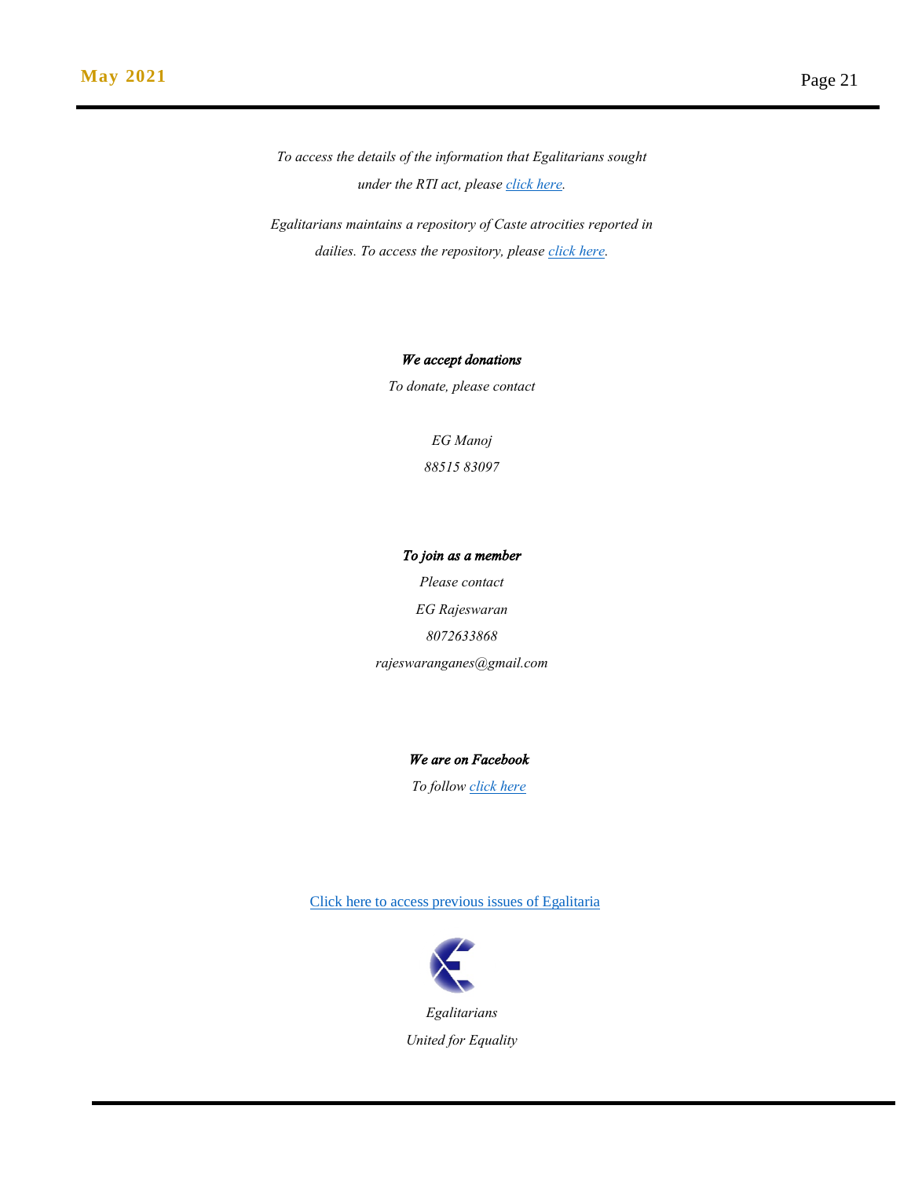*To access the details of the information that Egalitarians sought under the RTI act, please click here.*

*Egalitarians maintains a repository of Caste atrocities reported in dailies. To access the repository, please click here.*

***We accept donations***

*To donate, please contact*

*EG Manoj*

*88515 83097*

***To join as a member***

*Please contact*

*EG Rajeswaran*

*8072633868*

*rajeswaranganes@gmail.com*

***We are on Facebook***

*To follow click here*

Click here to access previous issues of Egalitaria

*Egalitarians*

*United for Equality*